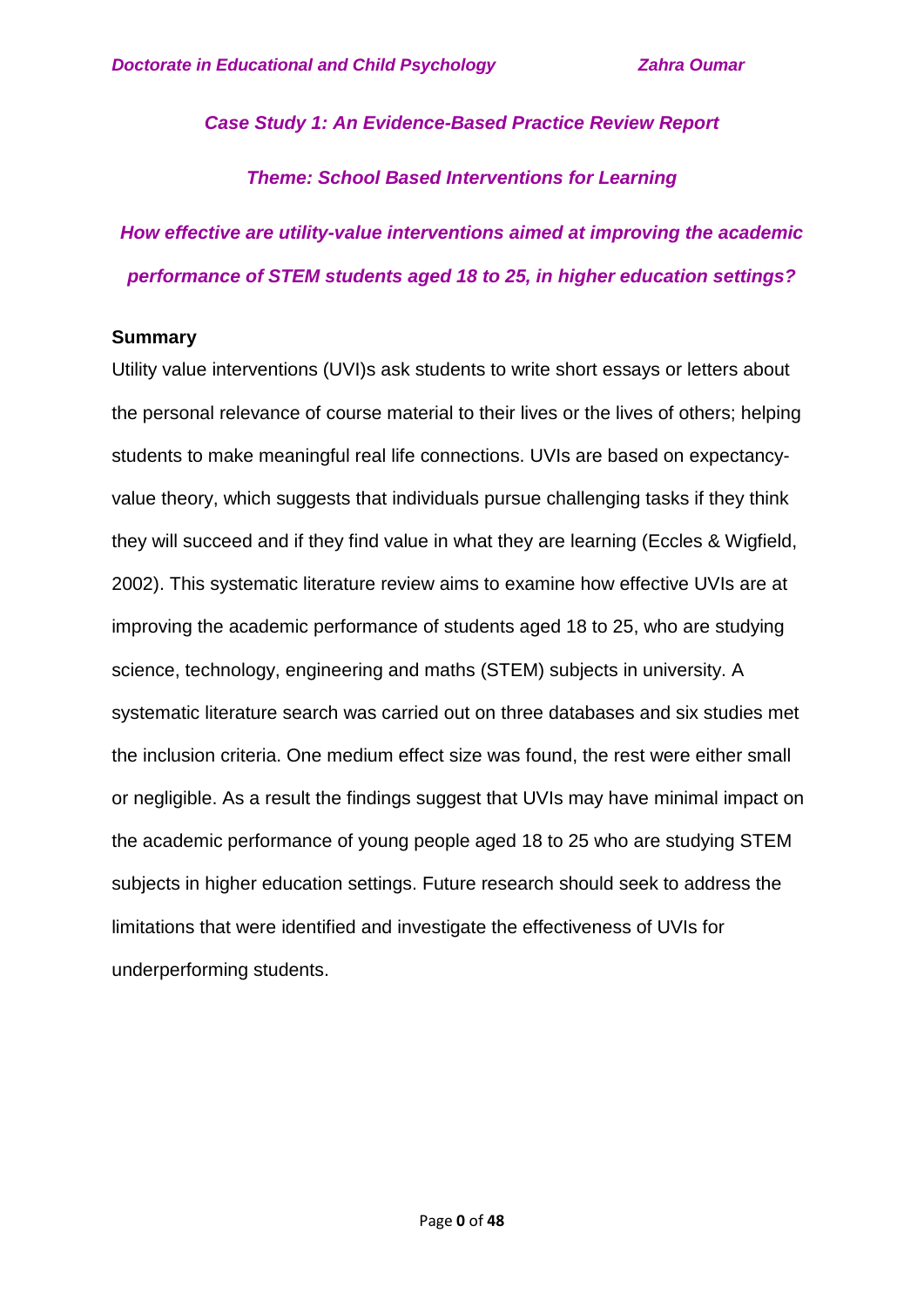*Case Study 1: An Evidence-Based Practice Review Report*

*Theme: School Based Interventions for Learning*

# *How effective are utility-value interventions aimed at improving the academic performance of STEM students aged 18 to 25, in higher education settings?*

## Summary

Utility value interventions (UVI)s ask students to write short essays or letters about the personal relevance of course material to their lives or the lives of others; helping students to make meaningful real life connections. UVIs are based on expectancy-value theory, which suggests that individuals pursue challenging tasks if they think they will succeed and if they find value in what they are learning (Eccles & Wigfield, 2002). This systematic literature review aims to examine how effective UVIs are at improving the academic performance of students aged 18 to 25, who are studying science, technology, engineering and maths (STEM) subjects in university. A systematic literature search was carried out on three databases and six studies met the inclusion criteria. One medium effect size was found, the rest were either small or negligible. As a result the findings suggest that UVIs may have minimal impact on the academic performance of young people aged 18 to 25 who are studying STEM subjects in higher education settings. Future research should seek to address the limitations that were identified and investigate the effectiveness of UVIs for underperforming students.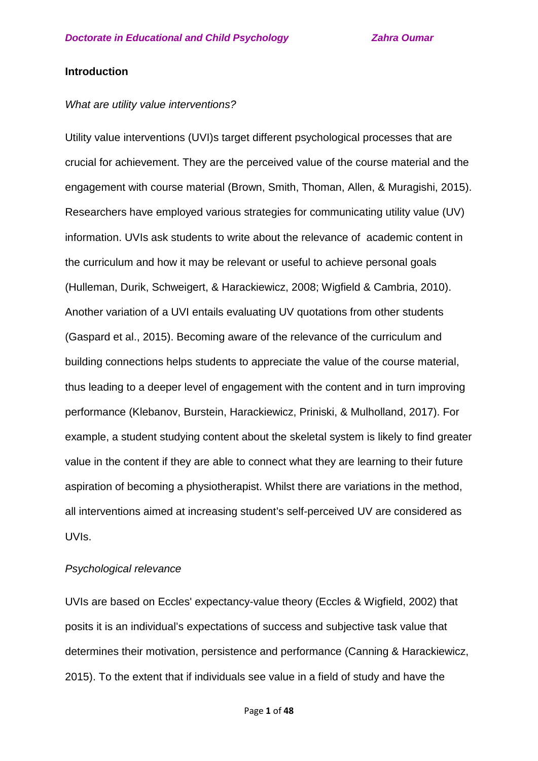## Introduction

*What are utility value interventions?*

Utility value interventions (UVI)s target different psychological processes that are crucial for achievement. They are the perceived value of the course material and the engagement with course material (Brown, Smith, Thoman, Allen, & Muragishi, 2015). Researchers have employed various strategies for communicating utility value (UV) information. UVIs ask students to write about the relevance of academic content in the curriculum and how it may be relevant or useful to achieve personal goals (Hulleman, Durik, Schweigert, & Harackiewicz, 2008; Wigfield & Cambria, 2010). Another variation of a UVI entails evaluating UV quotations from other students (Gaspard et al., 2015). Becoming aware of the relevance of the curriculum and building connections helps students to appreciate the value of the course material, thus leading to a deeper level of engagement with the content and in turn improving performance (Klebanov, Burstein, Harackiewicz, Priniski, & Mulholland, 2017). For example, a student studying content about the skeletal system is likely to find greater value in the content if they are able to connect what they are learning to their future aspiration of becoming a physiotherapist. Whilst there are variations in the method, all interventions aimed at increasing student's self-perceived UV are considered as UVIs.

*Psychological relevance*

UVIs are based on Eccles' expectancy-value theory (Eccles & Wigfield, 2002) that posits it is an individual's expectations of success and subjective task value that determines their motivation, persistence and performance (Canning & Harackiewicz, 2015). To the extent that if individuals see value in a field of study and have the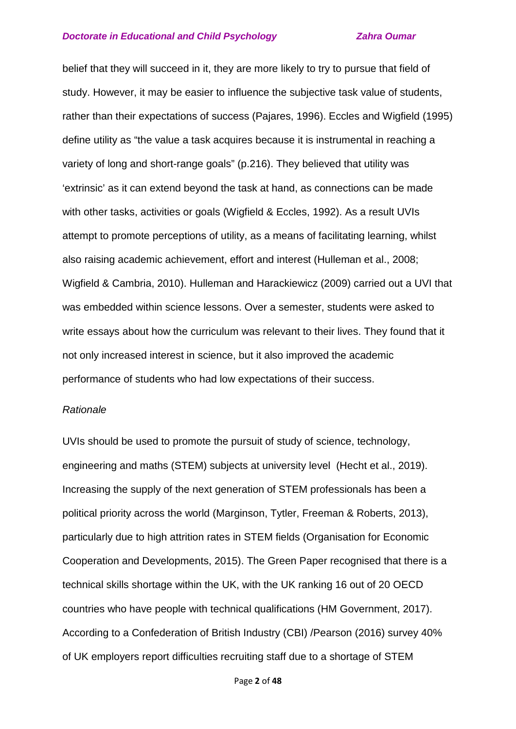belief that they will succeed in it, they are more likely to try to pursue that field of study. However, it may be easier to influence the subjective task value of students, rather than their expectations of success (Pajares, 1996). Eccles and Wigfield (1995) define utility as "the value a task acquires because it is instrumental in reaching a variety of long and short-range goals" (p.216). They believed that utility was 'extrinsic' as it can extend beyond the task at hand, as connections can be made with other tasks, activities or goals (Wigfield & Eccles, 1992). As a result UVIs attempt to promote perceptions of utility, as a means of facilitating learning, whilst also raising academic achievement, effort and interest (Hulleman et al., 2008; Wigfield & Cambria, 2010). Hulleman and Harackiewicz (2009) carried out a UVI that was embedded within science lessons. Over a semester, students were asked to write essays about how the curriculum was relevant to their lives. They found that it not only increased interest in science, but it also improved the academic performance of students who had low expectations of their success.

*Rationale*

UVIs should be used to promote the pursuit of study of science, technology, engineering and maths (STEM) subjects at university level (Hecht et al., 2019). Increasing the supply of the next generation of STEM professionals has been a political priority across the world (Marginson, Tytler, Freeman & Roberts, 2013), particularly due to high attrition rates in STEM fields (Organisation for Economic Cooperation and Developments, 2015). The Green Paper recognised that there is a technical skills shortage within the UK, with the UK ranking 16 out of 20 OECD countries who have people with technical qualifications (HM Government, 2017). According to a Confederation of British Industry (CBI) /Pearson (2016) survey 40% of UK employers report difficulties recruiting staff due to a shortage of STEM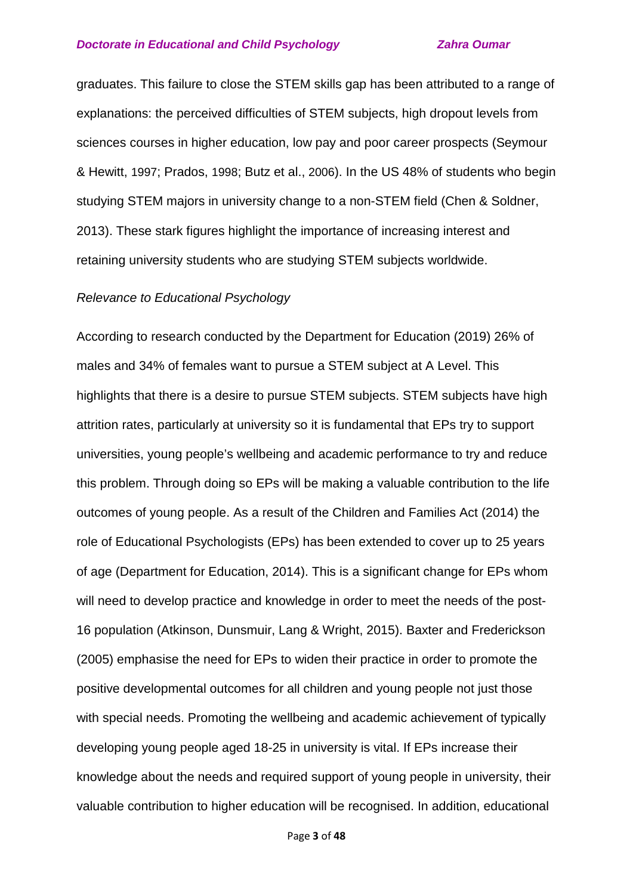graduates. This failure to close the STEM skills gap has been attributed to a range of explanations: the perceived difficulties of STEM subjects, high dropout levels from sciences courses in higher education, low pay and poor career prospects (Seymour & Hewitt, 1997; Prados, 1998; Butz et al., 2006). In the US 48% of students who begin studying STEM majors in university change to a non-STEM field (Chen & Soldner, 2013). These stark figures highlight the importance of increasing interest and retaining university students who are studying STEM subjects worldwide.

*Relevance to Educational Psychology*

According to research conducted by the Department for Education (2019) 26% of males and 34% of females want to pursue a STEM subject at A Level. This highlights that there is a desire to pursue STEM subjects. STEM subjects have high attrition rates, particularly at university so it is fundamental that EPs try to support universities, young people's wellbeing and academic performance to try and reduce this problem. Through doing so EPs will be making a valuable contribution to the life outcomes of young people. As a result of the Children and Families Act (2014) the role of Educational Psychologists (EPs) has been extended to cover up to 25 years of age (Department for Education, 2014). This is a significant change for EPs whom will need to develop practice and knowledge in order to meet the needs of the post-16 population (Atkinson, Dunsmuir, Lang & Wright, 2015). Baxter and Frederickson (2005) emphasise the need for EPs to widen their practice in order to promote the positive developmental outcomes for all children and young people not just those with special needs. Promoting the wellbeing and academic achievement of typically developing young people aged 18-25 in university is vital. If EPs increase their knowledge about the needs and required support of young people in university, their valuable contribution to higher education will be recognised. In addition, educational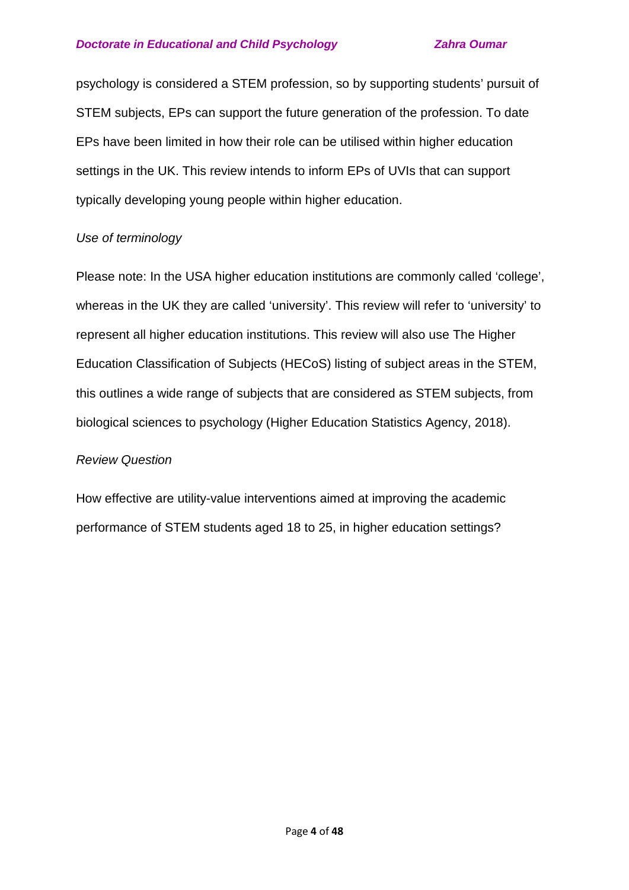psychology is considered a STEM profession, so by supporting students' pursuit of STEM subjects, EPs can support the future generation of the profession. To date EPs have been limited in how their role can be utilised within higher education settings in the UK. This review intends to inform EPs of UVIs that can support typically developing young people within higher education.

### *Use of terminology*

Please note: In the USA higher education institutions are commonly called 'college', whereas in the UK they are called 'university'. This review will refer to 'university' to represent all higher education institutions. This review will also use The Higher Education Classification of Subjects (HECoS) listing of subject areas in the STEM, this outlines a wide range of subjects that are considered as STEM subjects, from biological sciences to psychology (Higher Education Statistics Agency, 2018).

### *Review Question*

How effective are utility-value interventions aimed at improving the academic performance of STEM students aged 18 to 25, in higher education settings?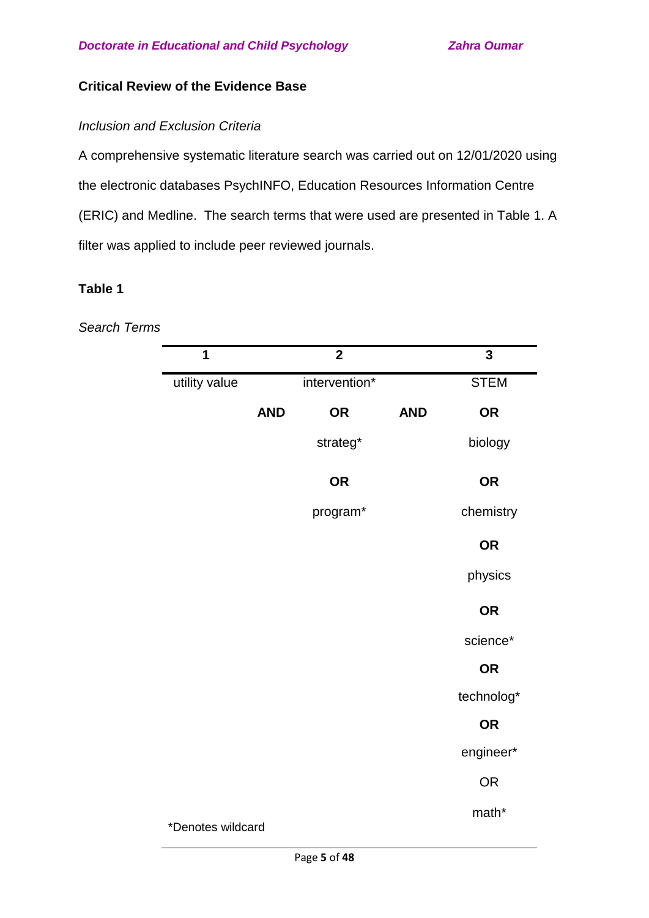**Critical Review of the Evidence Base**

*Inclusion and Exclusion Criteria*

A comprehensive systematic literature search was carried out on 12/01/2020 using the electronic databases PsychINFO, Education Resources Information Centre (ERIC) and Medline. The search terms that were used are presented in Table 1. A filter was applied to include peer reviewed journals.

**Table 1**

*Search Terms*

| 1 | | 2 | | 3 |
|---|---|---|---|---|
| utility value | | intervention* | | STEM |
| | **AND** | **OR** | **AND** | **OR** |
| | | strateg* | | biology |
| | | **OR** | | **OR** |
| | | program* | | chemistry |
| | | | | **OR** |
| | | | | physics |
| | | | | **OR** |
| | | | | science* |
| | | | | **OR** |
| | | | | technolog* |
| | | | | **OR** |
| | | | | engineer* |
| | | | | OR |
| | | | | math* |

*Denotes wildcard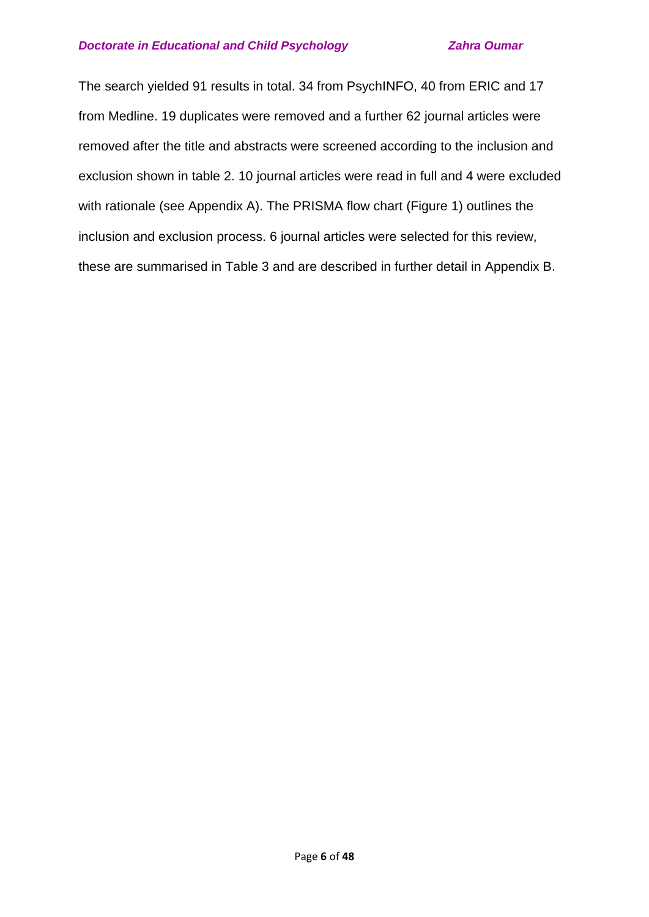The search yielded 91 results in total. 34 from PsychINFO, 40 from ERIC and 17 from Medline. 19 duplicates were removed and a further 62 journal articles were removed after the title and abstracts were screened according to the inclusion and exclusion shown in table 2. 10 journal articles were read in full and 4 were excluded with rationale (see Appendix A). The PRISMA flow chart (Figure 1) outlines the inclusion and exclusion process. 6 journal articles were selected for this review, these are summarised in Table 3 and are described in further detail in Appendix B.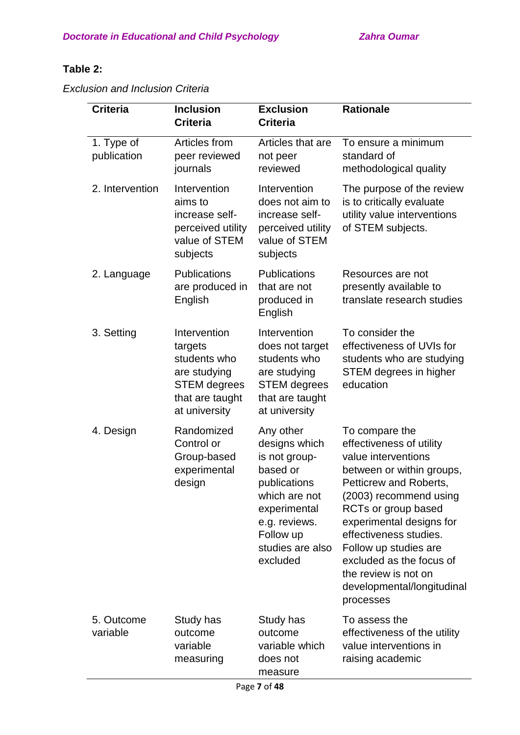**Table 2:**

*Exclusion and Inclusion Criteria*

| Criteria | Inclusion Criteria | Exclusion Criteria | Rationale |
|---|---|---|---|
| 1. Type of publication | Articles from peer reviewed journals | Articles that are not peer reviewed | To ensure a minimum standard of methodological quality |
| 2. Intervention | Intervention aims to increase self-perceived utility value of STEM subjects | Intervention does not aim to increase self-perceived utility value of STEM subjects | The purpose of the review is to critically evaluate utility value interventions of STEM subjects. |
| 2. Language | Publications are produced in English | Publications that are not produced in English | Resources are not presently available to translate research studies |
| 3. Setting | Intervention targets students who are studying STEM degrees that are taught at university | Intervention does not target students who are studying STEM degrees that are taught at university | To consider the effectiveness of UVIs for students who are studying STEM degrees in higher education |
| 4. Design | Randomized Control or Group-based experimental design | Any other designs which is not group-based or publications which are not experimental e.g. reviews. Follow up studies are also excluded | To compare the effectiveness of utility value interventions between or within groups, Petticrew and Roberts, (2003) recommend using RCTs or group based experimental designs for effectiveness studies. Follow up studies are excluded as the focus of the review is not on developmental/longitudinal processes |
| 5. Outcome variable | Study has outcome variable measuring | Study has outcome variable which does not measure | To assess the effectiveness of the utility value interventions in raising academic |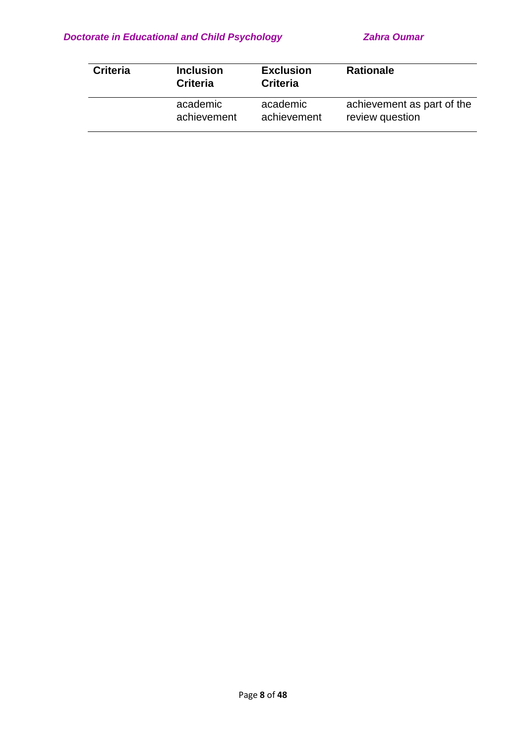| Criteria | Inclusion Criteria | Exclusion Criteria | Rationale |
|---|---|---|---|
| | academic achievement | academic achievement | achievement as part of the review question |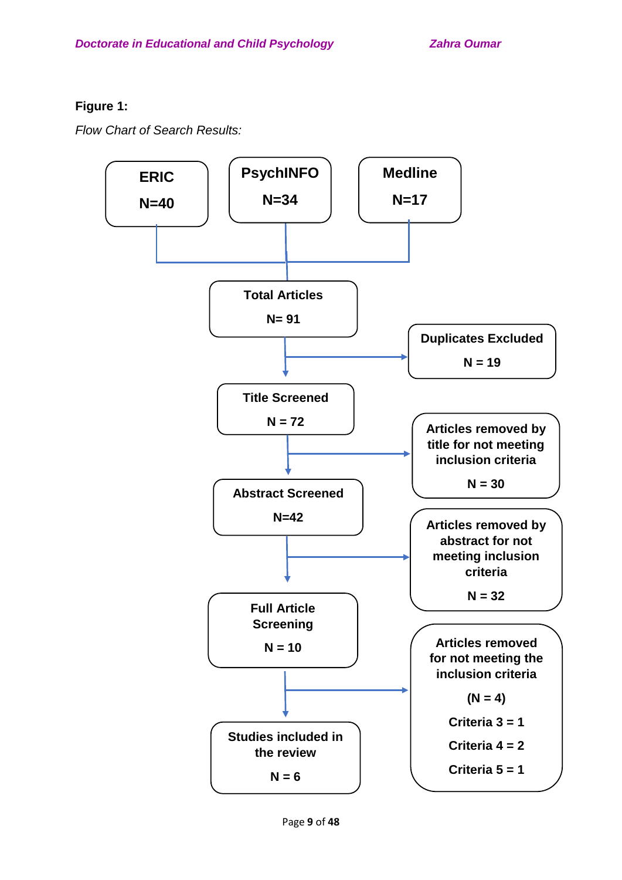**Figure 1:**

*Flow Chart of Search Results:*

**ERIC**
**N=40**

**PsychINFO**
**N=34**

**Medline**
**N=17**

**Total Articles**
**N= 91**

**Duplicates Excluded**
**N = 19**

**Title Screened**
**N = 72**

**Articles removed by title for not meeting inclusion criteria**
**N = 30**

**Abstract Screened**
**N=42**

**Articles removed by abstract for not meeting inclusion criteria**
**N = 32**

**Full Article Screening**
**N = 10**

**Articles removed for not meeting the inclusion criteria**
**(N = 4)**
**Criteria 3 = 1**
**Criteria 4 = 2**
**Criteria 5 = 1**

**Studies included in the review**
**N = 6**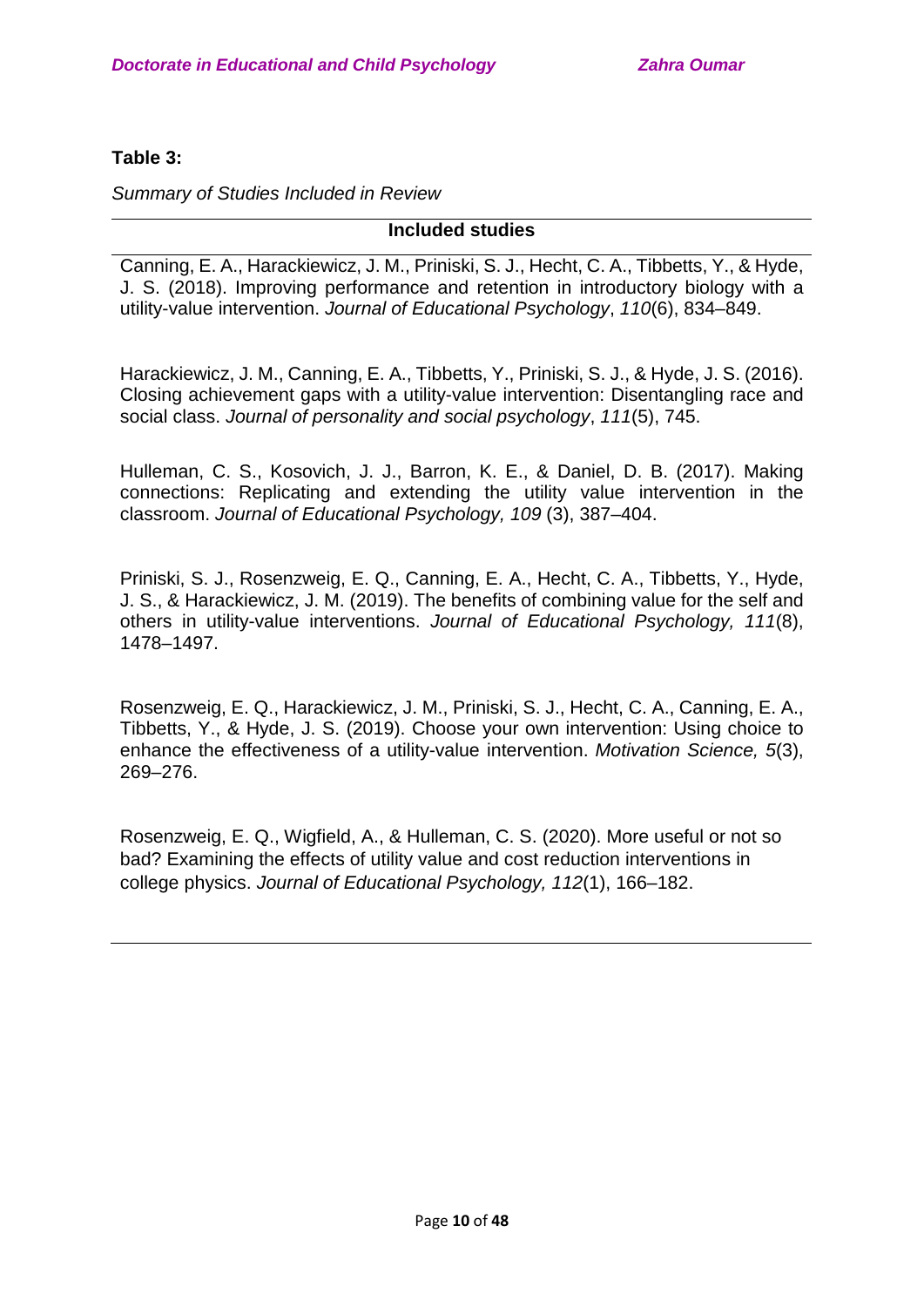**Table 3:**

*Summary of Studies Included in Review*

| Included studies |
| --- |
| Canning, E. A., Harackiewicz, J. M., Priniski, S. J., Hecht, C. A., Tibbetts, Y., & Hyde, J. S. (2018). Improving performance and retention in introductory biology with a utility-value intervention. *Journal of Educational Psychology*, *110*(6), 834–849. |
| Harackiewicz, J. M., Canning, E. A., Tibbetts, Y., Priniski, S. J., & Hyde, J. S. (2016). Closing achievement gaps with a utility-value intervention: Disentangling race and social class. *Journal of personality and social psychology*, *111*(5), 745. |
| Hulleman, C. S., Kosovich, J. J., Barron, K. E., & Daniel, D. B. (2017). Making connections: Replicating and extending the utility value intervention in the classroom. *Journal of Educational Psychology, 109* (3), 387–404. |
| Priniski, S. J., Rosenzweig, E. Q., Canning, E. A., Hecht, C. A., Tibbetts, Y., Hyde, J. S., & Harackiewicz, J. M. (2019). The benefits of combining value for the self and others in utility-value interventions. *Journal of Educational Psychology, 111*(8), 1478–1497. |
| Rosenzweig, E. Q., Harackiewicz, J. M., Priniski, S. J., Hecht, C. A., Canning, E. A., Tibbetts, Y., & Hyde, J. S. (2019). Choose your own intervention: Using choice to enhance the effectiveness of a utility-value intervention. *Motivation Science, 5*(3), 269–276. |
| Rosenzweig, E. Q., Wigfield, A., & Hulleman, C. S. (2020). More useful or not so bad? Examining the effects of utility value and cost reduction interventions in college physics. *Journal of Educational Psychology, 112*(1), 166–182. |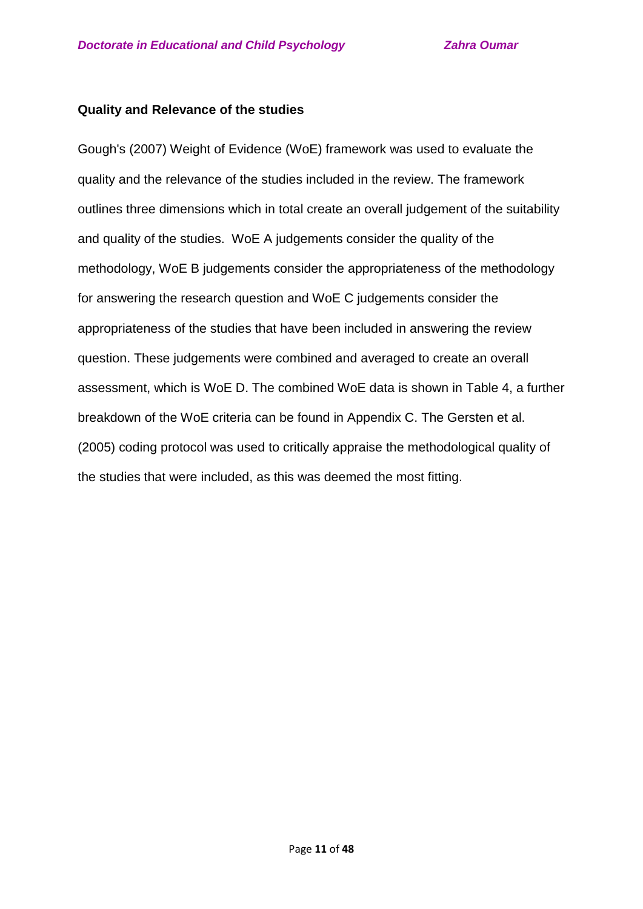**Quality and Relevance of the studies**

Gough's (2007) Weight of Evidence (WoE) framework was used to evaluate the quality and the relevance of the studies included in the review. The framework outlines three dimensions which in total create an overall judgement of the suitability and quality of the studies. WoE A judgements consider the quality of the methodology, WoE B judgements consider the appropriateness of the methodology for answering the research question and WoE C judgements consider the appropriateness of the studies that have been included in answering the review question. These judgements were combined and averaged to create an overall assessment, which is WoE D. The combined WoE data is shown in Table 4, a further breakdown of the WoE criteria can be found in Appendix C. The Gersten et al. (2005) coding protocol was used to critically appraise the methodological quality of the studies that were included, as this was deemed the most fitting.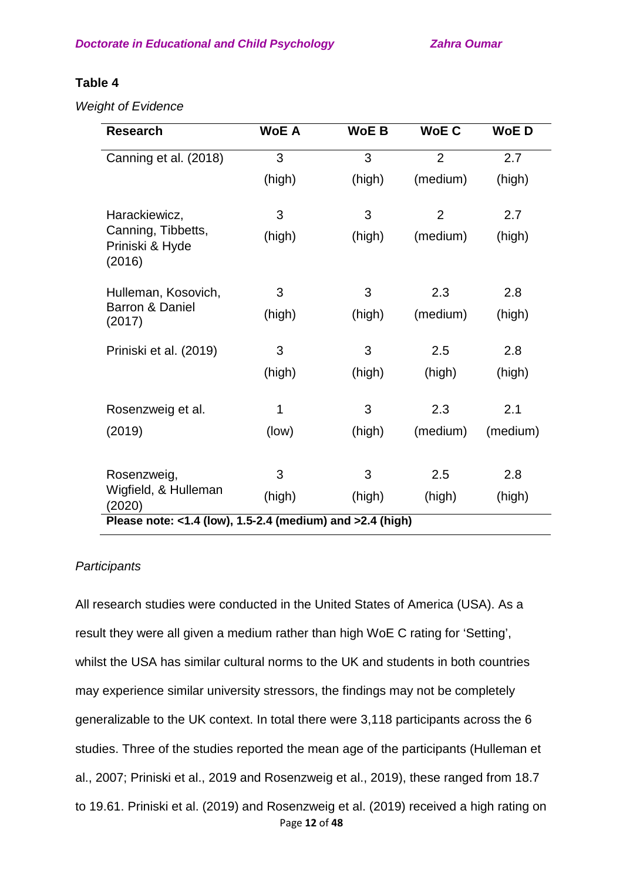**Table 4**

*Weight of Evidence*

| Research | WoE A | WoE B | WoE C | WoE D |
|---|---|---|---|---|
| Canning et al. (2018) | 3 (high) | 3 (high) | 2 (medium) | 2.7 (high) |
| Harackiewicz, Canning, Tibbetts, Priniski & Hyde (2016) | 3 (high) | 3 (high) | 2 (medium) | 2.7 (high) |
| Hulleman, Kosovich, Barron & Daniel (2017) | 3 (high) | 3 (high) | 2.3 (medium) | 2.8 (high) |
| Priniski et al. (2019) | 3 (high) | 3 (high) | 2.5 (high) | 2.8 (high) |
| Rosenzweig et al. (2019) | 1 (low) | 3 (high) | 2.3 (medium) | 2.1 (medium) |
| Rosenzweig, Wigfield, & Hulleman (2020) | 3 (high) | 3 (high) | 2.5 (high) | 2.8 (high) |

**Please note: <1.4 (low), 1.5-2.4 (medium) and >2.4 (high)**

*Participants*

All research studies were conducted in the United States of America (USA). As a result they were all given a medium rather than high WoE C rating for 'Setting', whilst the USA has similar cultural norms to the UK and students in both countries may experience similar university stressors, the findings may not be completely generalizable to the UK context. In total there were 3,118 participants across the 6 studies. Three of the studies reported the mean age of the participants (Hulleman et al., 2007; Priniski et al., 2019 and Rosenzweig et al., 2019), these ranged from 18.7 to 19.61. Priniski et al. (2019) and Rosenzweig et al. (2019) received a high rating on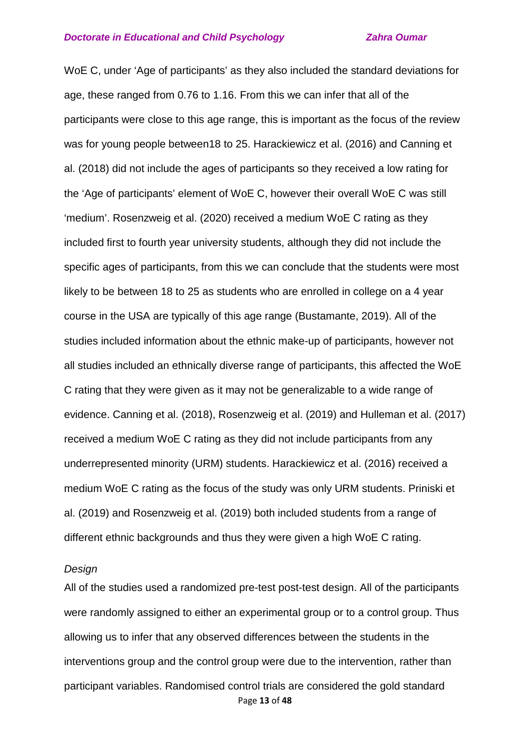WoE C, under 'Age of participants' as they also included the standard deviations for age, these ranged from 0.76 to 1.16. From this we can infer that all of the participants were close to this age range, this is important as the focus of the review was for young people between18 to 25. Harackiewicz et al. (2016) and Canning et al. (2018) did not include the ages of participants so they received a low rating for the 'Age of participants' element of WoE C, however their overall WoE C was still 'medium'. Rosenzweig et al. (2020) received a medium WoE C rating as they included first to fourth year university students, although they did not include the specific ages of participants, from this we can conclude that the students were most likely to be between 18 to 25 as students who are enrolled in college on a 4 year course in the USA are typically of this age range (Bustamante, 2019). All of the studies included information about the ethnic make-up of participants, however not all studies included an ethnically diverse range of participants, this affected the WoE C rating that they were given as it may not be generalizable to a wide range of evidence. Canning et al. (2018), Rosenzweig et al. (2019) and Hulleman et al. (2017) received a medium WoE C rating as they did not include participants from any underrepresented minority (URM) students. Harackiewicz et al. (2016) received a medium WoE C rating as the focus of the study was only URM students. Priniski et al. (2019) and Rosenzweig et al. (2019) both included students from a range of different ethnic backgrounds and thus they were given a high WoE C rating.

*Design*

All of the studies used a randomized pre-test post-test design. All of the participants were randomly assigned to either an experimental group or to a control group. Thus allowing us to infer that any observed differences between the students in the interventions group and the control group were due to the intervention, rather than participant variables. Randomised control trials are considered the gold standard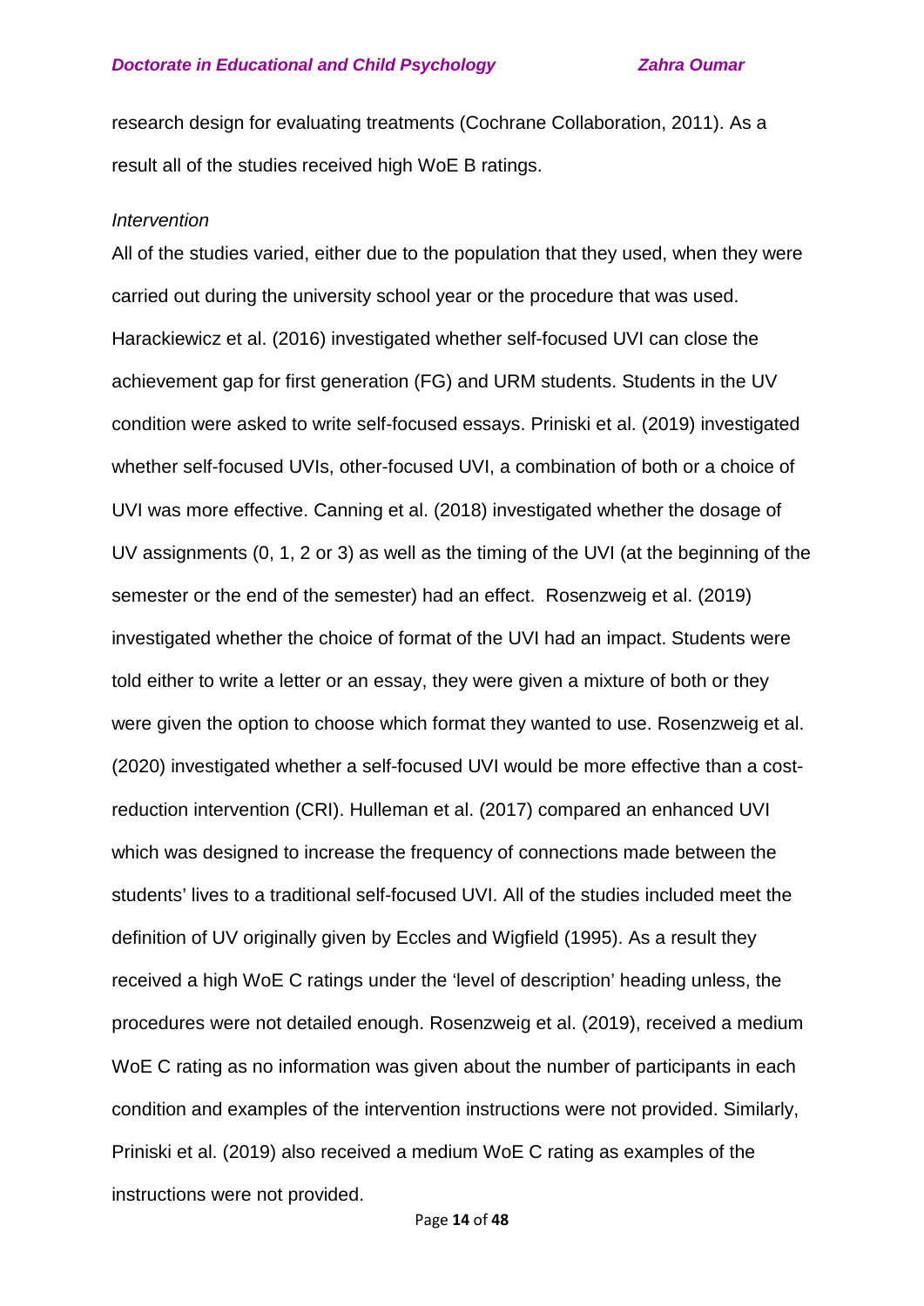research design for evaluating treatments (Cochrane Collaboration, 2011). As a result all of the studies received high WoE B ratings.

*Intervention*

All of the studies varied, either due to the population that they used, when they were carried out during the university school year or the procedure that was used. Harackiewicz et al. (2016) investigated whether self-focused UVI can close the achievement gap for first generation (FG) and URM students. Students in the UV condition were asked to write self-focused essays. Priniski et al. (2019) investigated whether self-focused UVIs, other-focused UVI, a combination of both or a choice of UVI was more effective. Canning et al. (2018) investigated whether the dosage of UV assignments (0, 1, 2 or 3) as well as the timing of the UVI (at the beginning of the semester or the end of the semester) had an effect. Rosenzweig et al. (2019) investigated whether the choice of format of the UVI had an impact. Students were told either to write a letter or an essay, they were given a mixture of both or they were given the option to choose which format they wanted to use. Rosenzweig et al. (2020) investigated whether a self-focused UVI would be more effective than a cost-reduction intervention (CRI). Hulleman et al. (2017) compared an enhanced UVI which was designed to increase the frequency of connections made between the students' lives to a traditional self-focused UVI. All of the studies included meet the definition of UV originally given by Eccles and Wigfield (1995). As a result they received a high WoE C ratings under the 'level of description' heading unless, the procedures were not detailed enough. Rosenzweig et al. (2019), received a medium WoE C rating as no information was given about the number of participants in each condition and examples of the intervention instructions were not provided. Similarly, Priniski et al. (2019) also received a medium WoE C rating as examples of the instructions were not provided.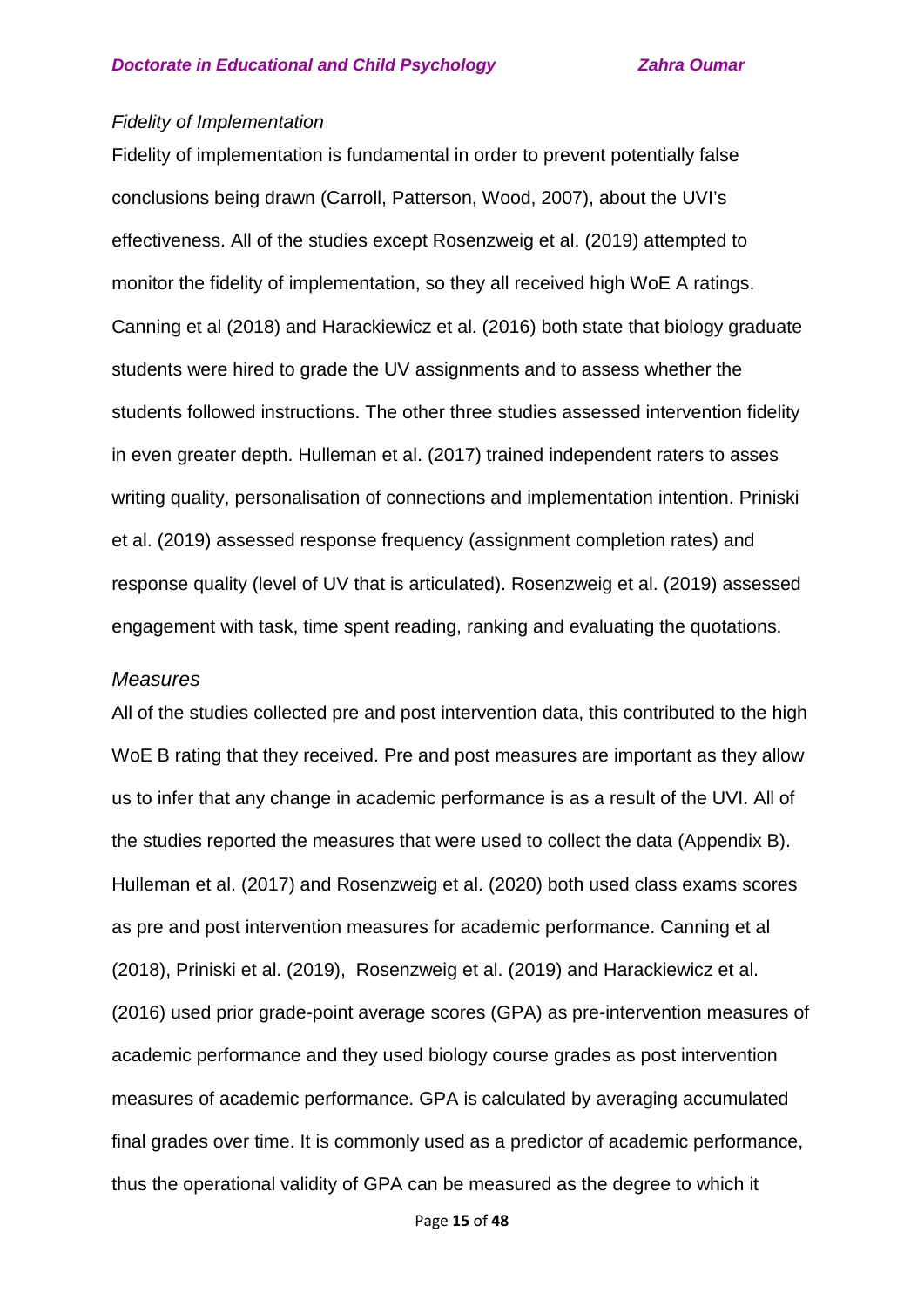*Fidelity of Implementation*

Fidelity of implementation is fundamental in order to prevent potentially false conclusions being drawn (Carroll, Patterson, Wood, 2007), about the UVI's effectiveness. All of the studies except Rosenzweig et al. (2019) attempted to monitor the fidelity of implementation, so they all received high WoE A ratings. Canning et al (2018) and Harackiewicz et al. (2016) both state that biology graduate students were hired to grade the UV assignments and to assess whether the students followed instructions. The other three studies assessed intervention fidelity in even greater depth. Hulleman et al. (2017) trained independent raters to asses writing quality, personalisation of connections and implementation intention. Priniski et al. (2019) assessed response frequency (assignment completion rates) and response quality (level of UV that is articulated). Rosenzweig et al. (2019) assessed engagement with task, time spent reading, ranking and evaluating the quotations.

*Measures*

All of the studies collected pre and post intervention data, this contributed to the high WoE B rating that they received. Pre and post measures are important as they allow us to infer that any change in academic performance is as a result of the UVI. All of the studies reported the measures that were used to collect the data (Appendix B). Hulleman et al. (2017) and Rosenzweig et al. (2020) both used class exams scores as pre and post intervention measures for academic performance. Canning et al (2018), Priniski et al. (2019), Rosenzweig et al. (2019) and Harackiewicz et al. (2016) used prior grade-point average scores (GPA) as pre-intervention measures of academic performance and they used biology course grades as post intervention measures of academic performance. GPA is calculated by averaging accumulated final grades over time. It is commonly used as a predictor of academic performance, thus the operational validity of GPA can be measured as the degree to which it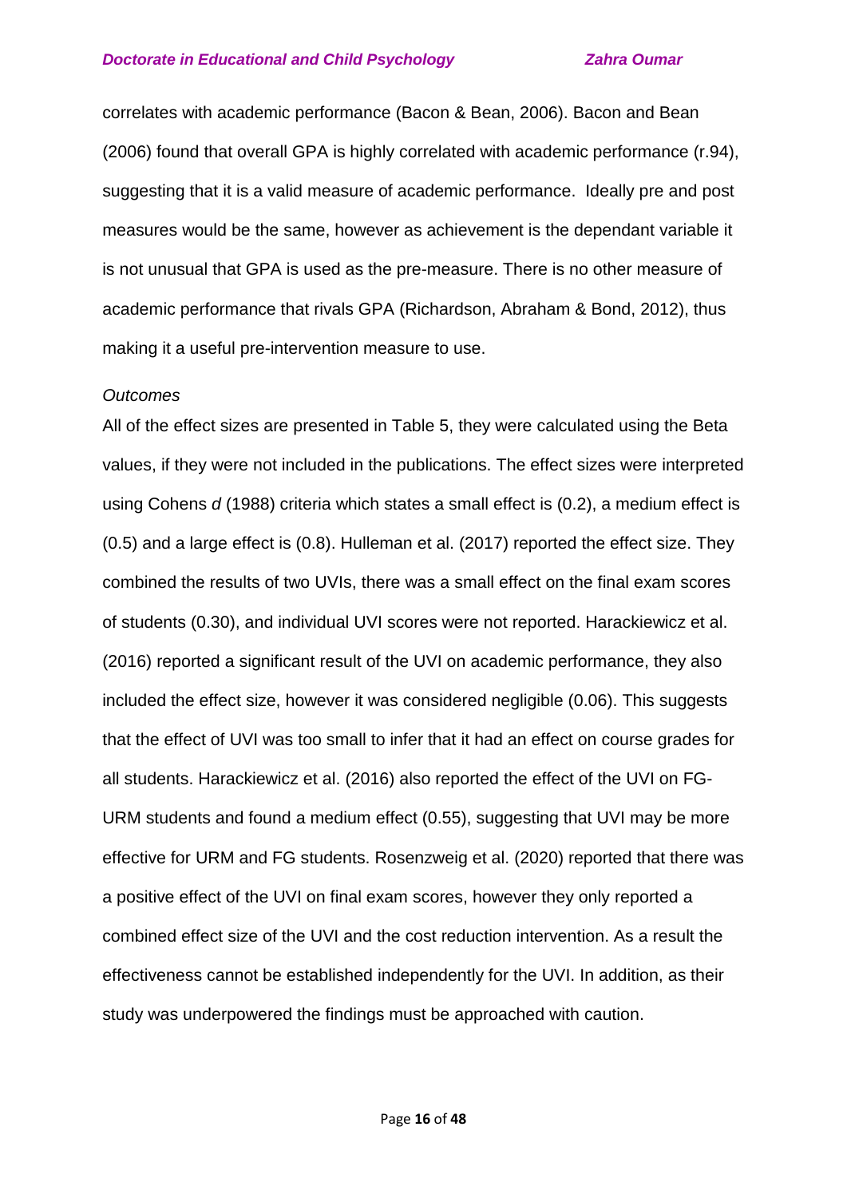correlates with academic performance (Bacon & Bean, 2006). Bacon and Bean (2006) found that overall GPA is highly correlated with academic performance (r.94), suggesting that it is a valid measure of academic performance. Ideally pre and post measures would be the same, however as achievement is the dependant variable it is not unusual that GPA is used as the pre-measure. There is no other measure of academic performance that rivals GPA (Richardson, Abraham & Bond, 2012), thus making it a useful pre-intervention measure to use.

*Outcomes*

All of the effect sizes are presented in Table 5, they were calculated using the Beta values, if they were not included in the publications. The effect sizes were interpreted using Cohens *d* (1988) criteria which states a small effect is (0.2), a medium effect is (0.5) and a large effect is (0.8). Hulleman et al. (2017) reported the effect size. They combined the results of two UVIs, there was a small effect on the final exam scores of students (0.30), and individual UVI scores were not reported. Harackiewicz et al. (2016) reported a significant result of the UVI on academic performance, they also included the effect size, however it was considered negligible (0.06). This suggests that the effect of UVI was too small to infer that it had an effect on course grades for all students. Harackiewicz et al. (2016) also reported the effect of the UVI on FG-URM students and found a medium effect (0.55), suggesting that UVI may be more effective for URM and FG students. Rosenzweig et al. (2020) reported that there was a positive effect of the UVI on final exam scores, however they only reported a combined effect size of the UVI and the cost reduction intervention. As a result the effectiveness cannot be established independently for the UVI. In addition, as their study was underpowered the findings must be approached with caution.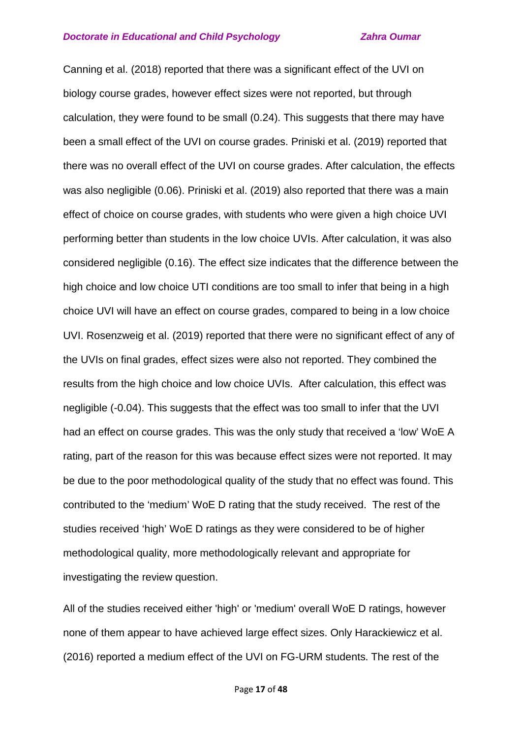Canning et al. (2018) reported that there was a significant effect of the UVI on biology course grades, however effect sizes were not reported, but through calculation, they were found to be small (0.24). This suggests that there may have been a small effect of the UVI on course grades. Priniski et al. (2019) reported that there was no overall effect of the UVI on course grades. After calculation, the effects was also negligible (0.06). Priniski et al. (2019) also reported that there was a main effect of choice on course grades, with students who were given a high choice UVI performing better than students in the low choice UVIs. After calculation, it was also considered negligible (0.16). The effect size indicates that the difference between the high choice and low choice UTI conditions are too small to infer that being in a high choice UVI will have an effect on course grades, compared to being in a low choice UVI. Rosenzweig et al. (2019) reported that there were no significant effect of any of the UVIs on final grades, effect sizes were also not reported. They combined the results from the high choice and low choice UVIs. After calculation, this effect was negligible (-0.04). This suggests that the effect was too small to infer that the UVI had an effect on course grades. This was the only study that received a 'low' WoE A rating, part of the reason for this was because effect sizes were not reported. It may be due to the poor methodological quality of the study that no effect was found. This contributed to the 'medium' WoE D rating that the study received. The rest of the studies received 'high' WoE D ratings as they were considered to be of higher methodological quality, more methodologically relevant and appropriate for investigating the review question.

All of the studies received either 'high' or 'medium' overall WoE D ratings, however none of them appear to have achieved large effect sizes. Only Harackiewicz et al. (2016) reported a medium effect of the UVI on FG-URM students. The rest of the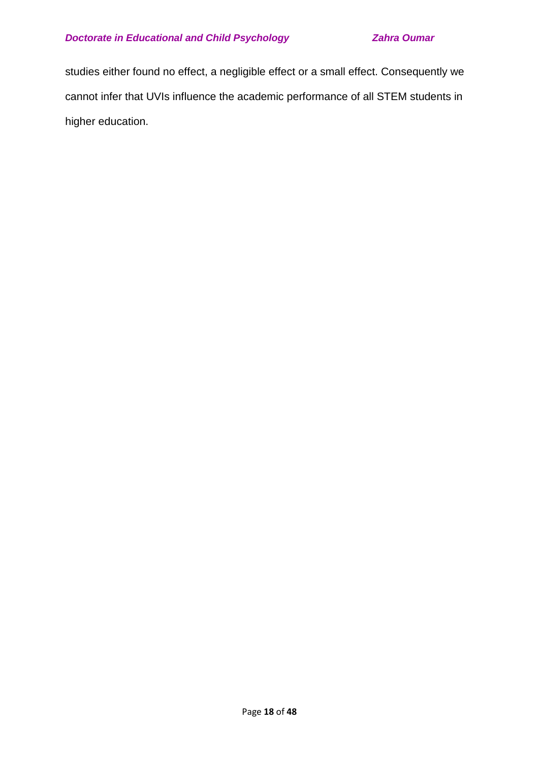studies either found no effect, a negligible effect or a small effect. Consequently we cannot infer that UVIs influence the academic performance of all STEM students in higher education.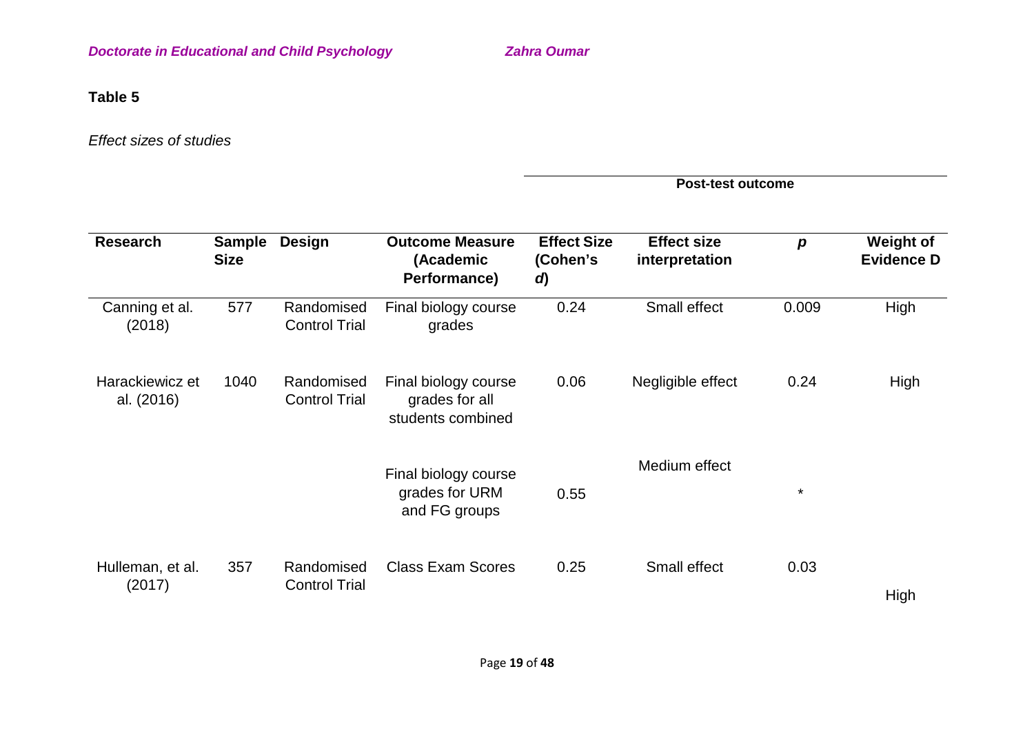**Table 5**

*Effect sizes of studies*

| | | | | Post-test outcome | | | |
|---|---|---|---|---|---|---|---|
| **Research** | **Sample Size** | **Design** | **Outcome Measure (Academic Performance)** | **Effect Size (Cohen's *d*)** | **Effect size interpretation** | ***p*** | **Weight of Evidence D** |
| Canning et al. (2018) | 577 | Randomised Control Trial | Final biology course grades | 0.24 | Small effect | 0.009 | High |
| Harackiewicz et al. (2016) | 1040 | Randomised Control Trial | Final biology course grades for all students combined | 0.06 | Negligible effect | 0.24 | High |
| | | | Final biology course grades for URM and FG groups | 0.55 | Medium effect | * | |
| Hulleman, et al. (2017) | 357 | Randomised Control Trial | Class Exam Scores | 0.25 | Small effect | 0.03 | High |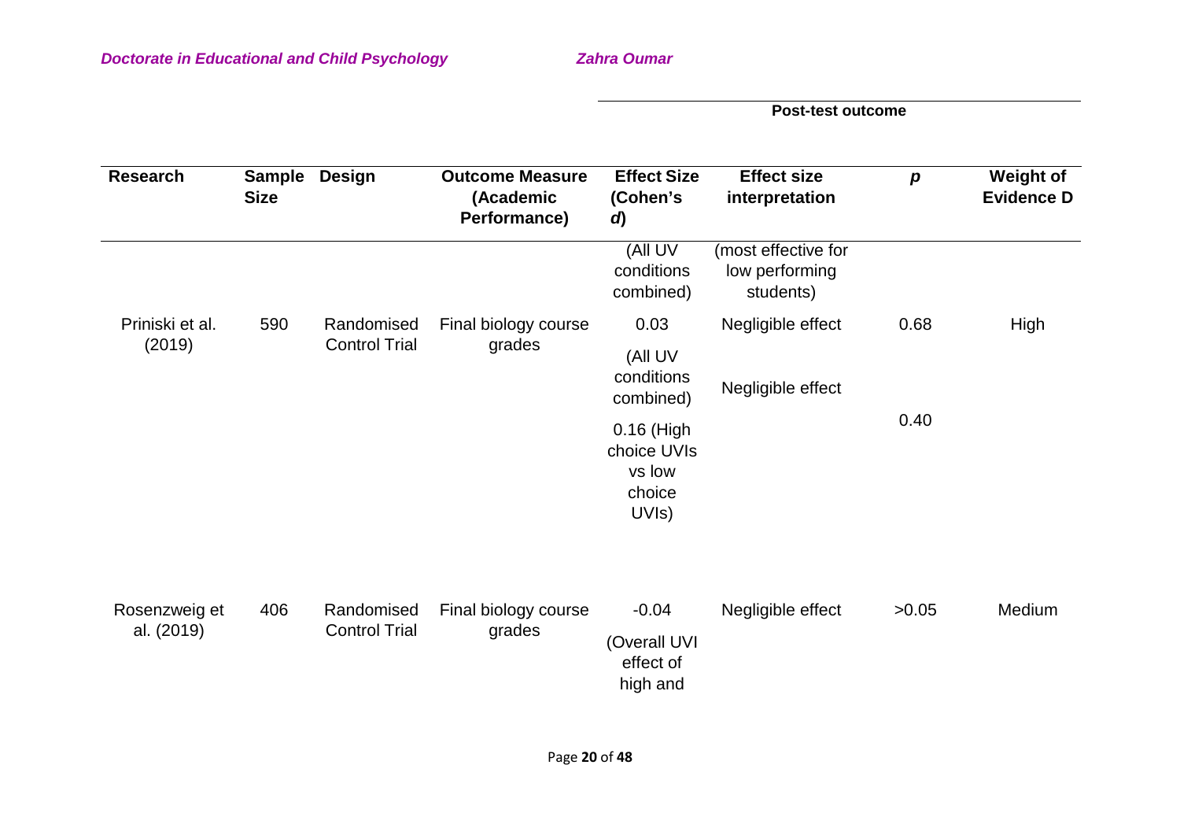| Research | Sample Size | Design | Outcome Measure (Academic Performance) | Post-test outcome | | | |
|---|---|---|---|---|---|---|---|
| | | | | Effect Size (Cohen's *d*) | Effect size interpretation | *p* | Weight of Evidence D |
| | | | | (All UV conditions combined) | (most effective for low performing students) | | |
| Priniski et al. (2019) | 590 | Randomised Control Trial | Final biology course grades | 0.03 (All UV conditions combined) 0.16 (High choice UVIs vs low choice UVIs) | Negligible effect Negligible effect | 0.68 0.40 | High |
| Rosenzweig et al. (2019) | 406 | Randomised Control Trial | Final biology course grades | -0.04 (Overall UVI effect of high and | Negligible effect | >0.05 | Medium |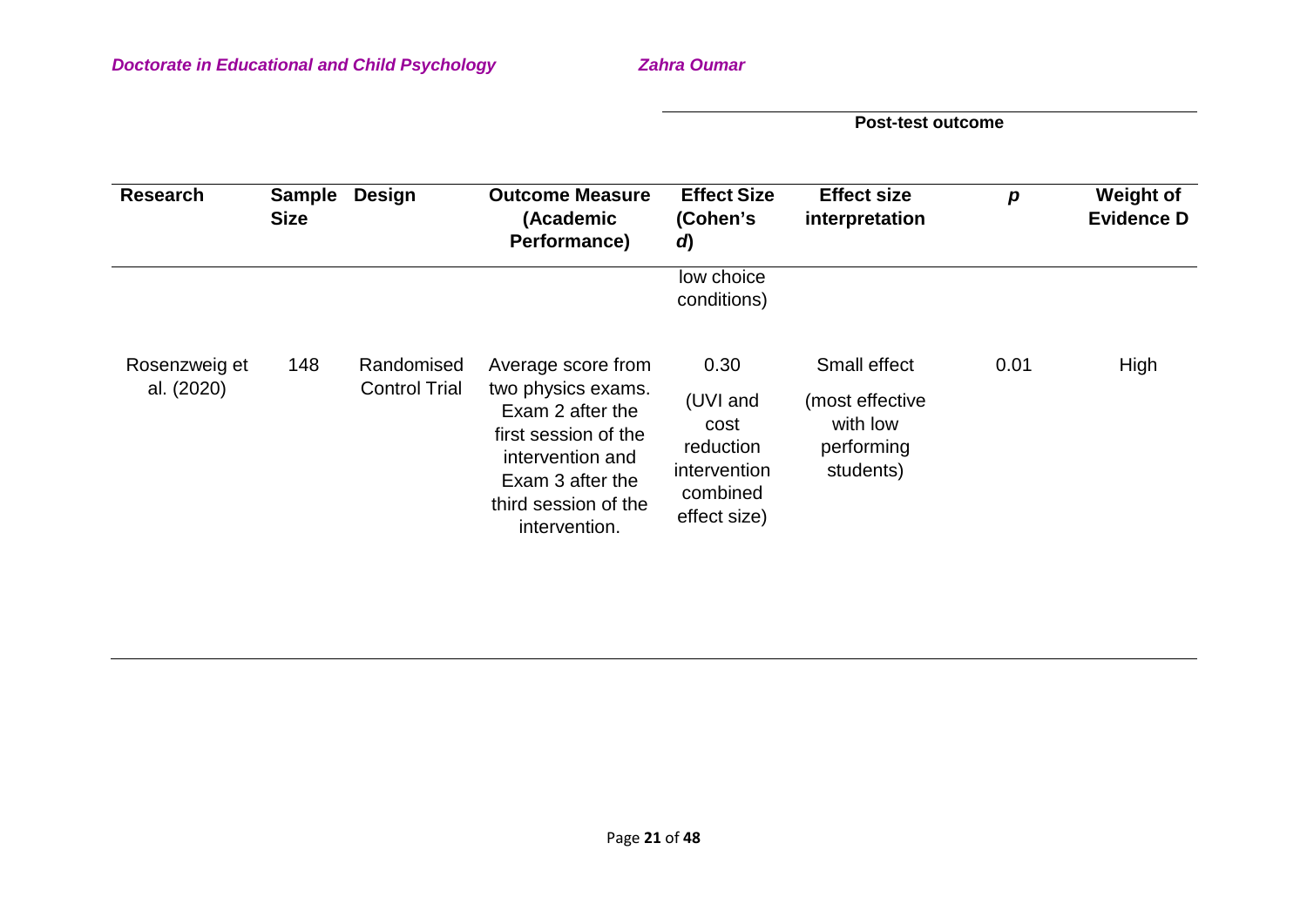| | | | | Post-test outcome | | | |
|---|---|---|---|---|---|---|---|
| **Research** | **Sample Size** | **Design** | **Outcome Measure (Academic Performance)** | **Effect Size (Cohen's *d*)** | **Effect size interpretation** | ***p*** | **Weight of Evidence D** |
| | | | | low choice conditions) | | | |
| Rosenzweig et al. (2020) | 148 | Randomised Control Trial | Average score from two physics exams. Exam 2 after the first session of the intervention and Exam 3 after the third session of the intervention. | 0.30 (UVI and cost reduction intervention combined effect size) | Small effect (most effective with low performing students) | 0.01 | High |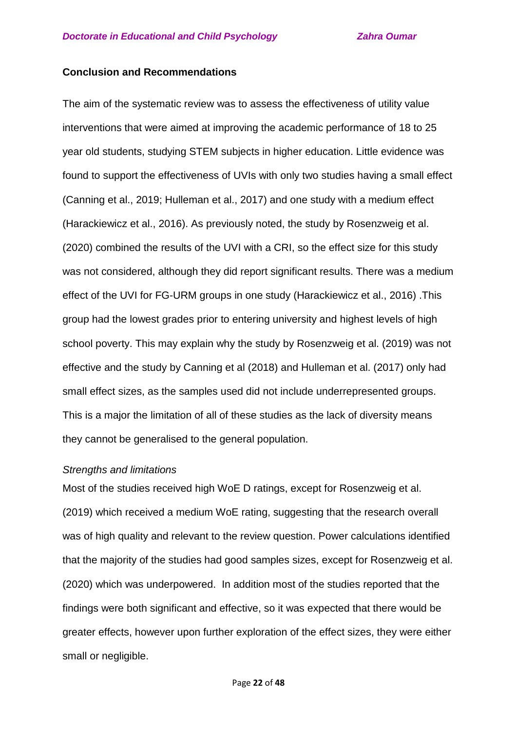**Conclusion and Recommendations**

The aim of the systematic review was to assess the effectiveness of utility value interventions that were aimed at improving the academic performance of 18 to 25 year old students, studying STEM subjects in higher education. Little evidence was found to support the effectiveness of UVIs with only two studies having a small effect (Canning et al., 2019; Hulleman et al., 2017) and one study with a medium effect (Harackiewicz et al., 2016). As previously noted, the study by Rosenzweig et al. (2020) combined the results of the UVI with a CRI, so the effect size for this study was not considered, although they did report significant results. There was a medium effect of the UVI for FG-URM groups in one study (Harackiewicz et al., 2016) .This group had the lowest grades prior to entering university and highest levels of high school poverty. This may explain why the study by Rosenzweig et al. (2019) was not effective and the study by Canning et al (2018) and Hulleman et al. (2017) only had small effect sizes, as the samples used did not include underrepresented groups. This is a major the limitation of all of these studies as the lack of diversity means they cannot be generalised to the general population.

*Strengths and limitations*

Most of the studies received high WoE D ratings, except for Rosenzweig et al. (2019) which received a medium WoE rating, suggesting that the research overall was of high quality and relevant to the review question. Power calculations identified that the majority of the studies had good samples sizes, except for Rosenzweig et al. (2020) which was underpowered. In addition most of the studies reported that the findings were both significant and effective, so it was expected that there would be greater effects, however upon further exploration of the effect sizes, they were either small or negligible.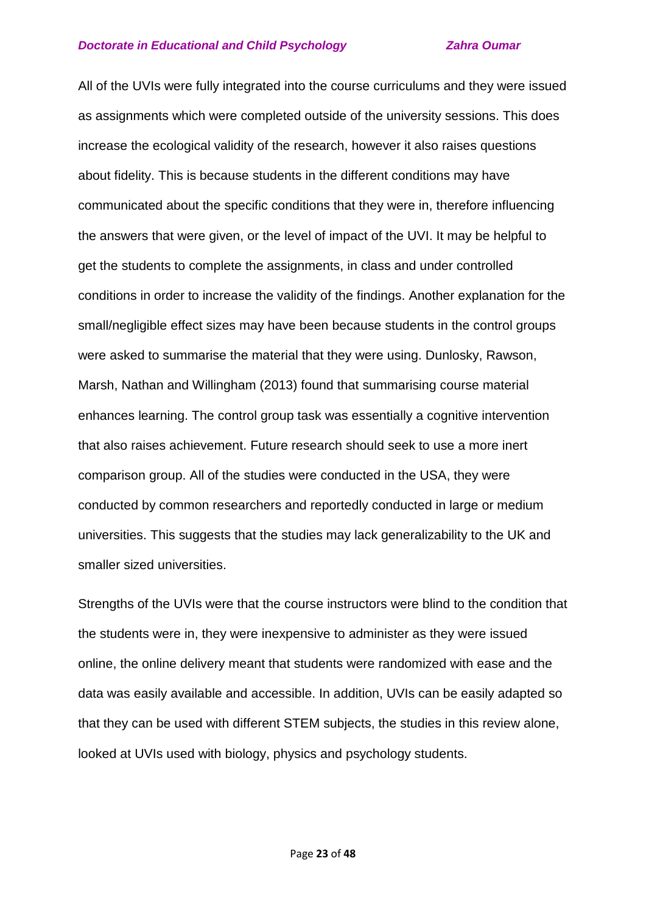All of the UVIs were fully integrated into the course curriculums and they were issued as assignments which were completed outside of the university sessions. This does increase the ecological validity of the research, however it also raises questions about fidelity. This is because students in the different conditions may have communicated about the specific conditions that they were in, therefore influencing the answers that were given, or the level of impact of the UVI. It may be helpful to get the students to complete the assignments, in class and under controlled conditions in order to increase the validity of the findings. Another explanation for the small/negligible effect sizes may have been because students in the control groups were asked to summarise the material that they were using. Dunlosky, Rawson, Marsh, Nathan and Willingham (2013) found that summarising course material enhances learning. The control group task was essentially a cognitive intervention that also raises achievement. Future research should seek to use a more inert comparison group. All of the studies were conducted in the USA, they were conducted by common researchers and reportedly conducted in large or medium universities. This suggests that the studies may lack generalizability to the UK and smaller sized universities.

Strengths of the UVIs were that the course instructors were blind to the condition that the students were in, they were inexpensive to administer as they were issued online, the online delivery meant that students were randomized with ease and the data was easily available and accessible. In addition, UVIs can be easily adapted so that they can be used with different STEM subjects, the studies in this review alone, looked at UVIs used with biology, physics and psychology students.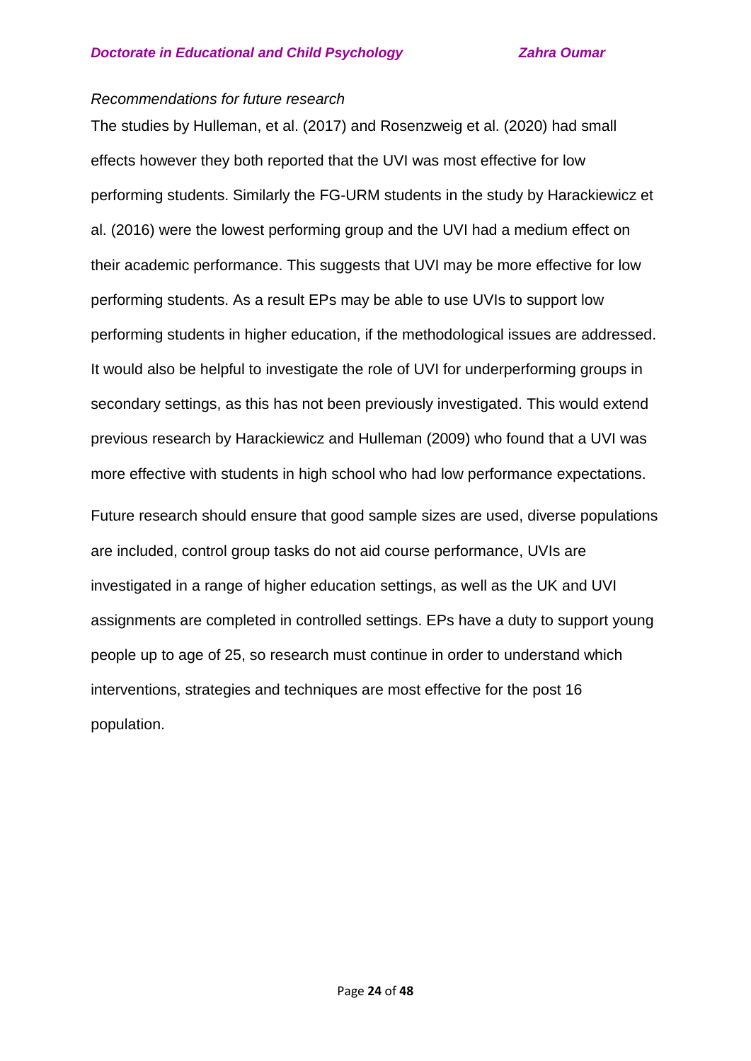*Recommendations for future research*

The studies by Hulleman, et al. (2017) and Rosenzweig et al. (2020) had small effects however they both reported that the UVI was most effective for low performing students. Similarly the FG-URM students in the study by Harackiewicz et al. (2016) were the lowest performing group and the UVI had a medium effect on their academic performance. This suggests that UVI may be more effective for low performing students. As a result EPs may be able to use UVIs to support low performing students in higher education, if the methodological issues are addressed. It would also be helpful to investigate the role of UVI for underperforming groups in secondary settings, as this has not been previously investigated. This would extend previous research by Harackiewicz and Hulleman (2009) who found that a UVI was more effective with students in high school who had low performance expectations.

Future research should ensure that good sample sizes are used, diverse populations are included, control group tasks do not aid course performance, UVIs are investigated in a range of higher education settings, as well as the UK and UVI assignments are completed in controlled settings. EPs have a duty to support young people up to age of 25, so research must continue in order to understand which interventions, strategies and techniques are most effective for the post 16 population.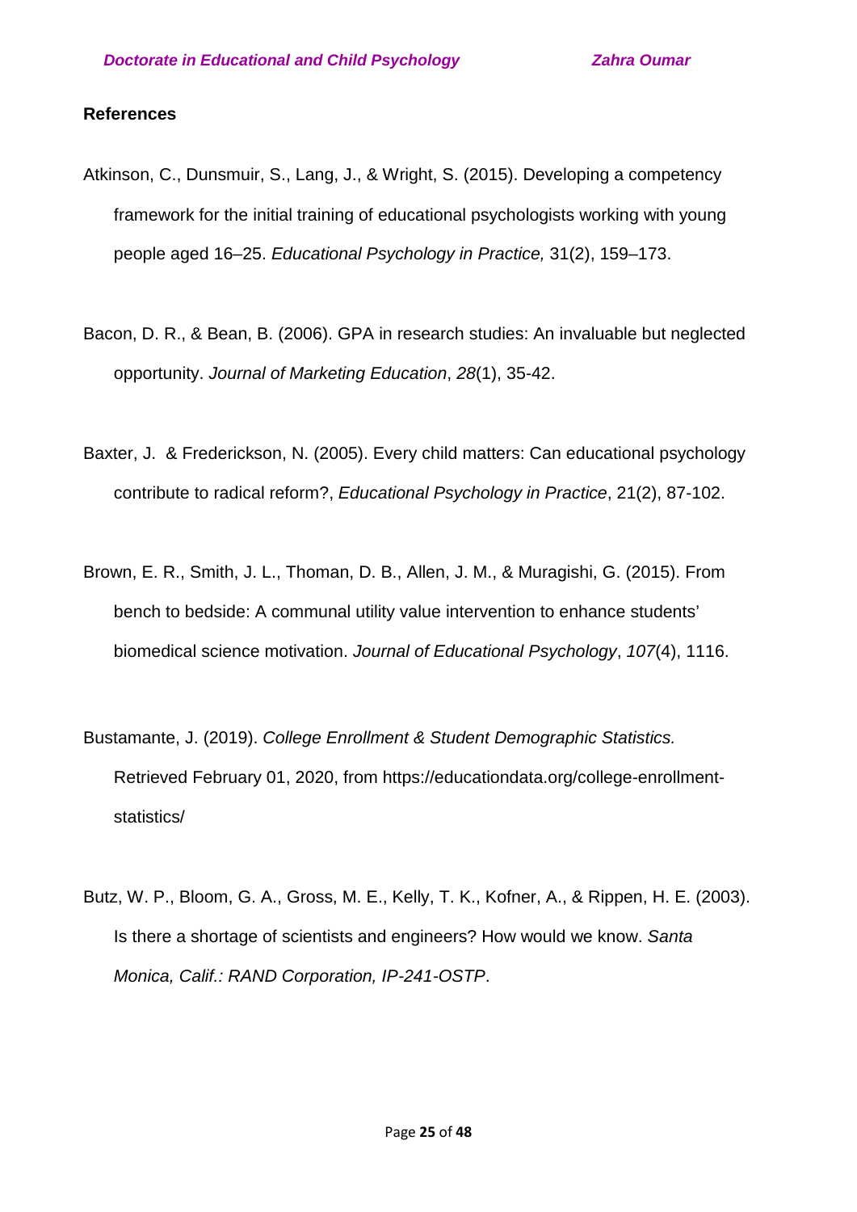## References

Atkinson, C., Dunsmuir, S., Lang, J., & Wright, S. (2015). Developing a competency framework for the initial training of educational psychologists working with young people aged 16–25. *Educational Psychology in Practice,* 31(2), 159–173.

Bacon, D. R., & Bean, B. (2006). GPA in research studies: An invaluable but neglected opportunity. *Journal of Marketing Education*, *28*(1), 35-42.

Baxter, J. & Frederickson, N. (2005). Every child matters: Can educational psychology contribute to radical reform?, *Educational Psychology in Practice*, 21(2), 87-102.

Brown, E. R., Smith, J. L., Thoman, D. B., Allen, J. M., & Muragishi, G. (2015). From bench to bedside: A communal utility value intervention to enhance students' biomedical science motivation. *Journal of Educational Psychology*, *107*(4), 1116.

Bustamante, J. (2019). *College Enrollment & Student Demographic Statistics.* Retrieved February 01, 2020, from https://educationdata.org/college-enrollment-statistics/

Butz, W. P., Bloom, G. A., Gross, M. E., Kelly, T. K., Kofner, A., & Rippen, H. E. (2003). Is there a shortage of scientists and engineers? How would we know. *Santa Monica, Calif.: RAND Corporation, IP-241-OSTP*.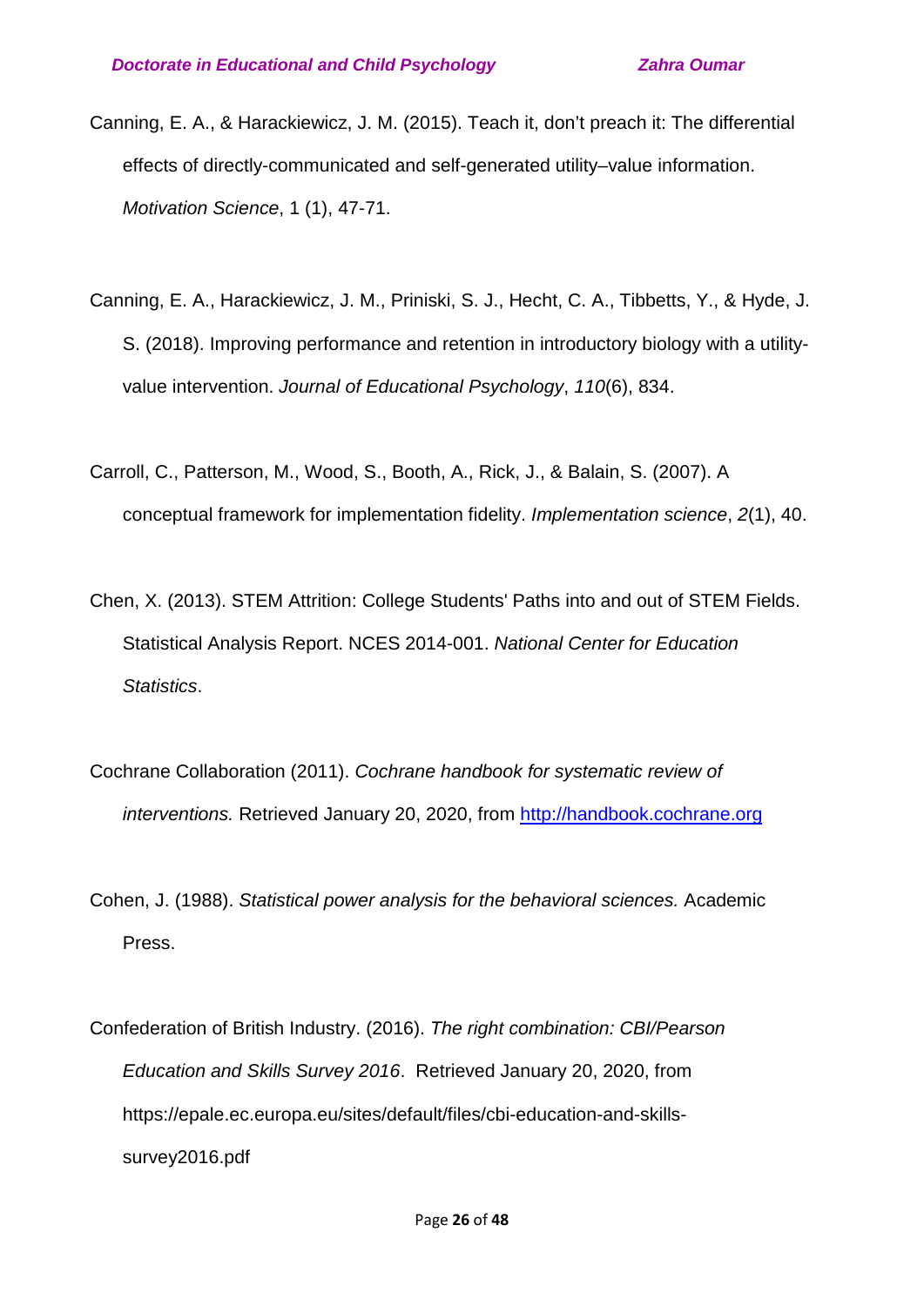Canning, E. A., & Harackiewicz, J. M. (2015). Teach it, don't preach it: The differential effects of directly-communicated and self-generated utility–value information. *Motivation Science*, 1 (1), 47-71.

Canning, E. A., Harackiewicz, J. M., Priniski, S. J., Hecht, C. A., Tibbetts, Y., & Hyde, J. S. (2018). Improving performance and retention in introductory biology with a utility-value intervention. *Journal of Educational Psychology*, *110*(6), 834.

Carroll, C., Patterson, M., Wood, S., Booth, A., Rick, J., & Balain, S. (2007). A conceptual framework for implementation fidelity. *Implementation science*, *2*(1), 40.

Chen, X. (2013). STEM Attrition: College Students' Paths into and out of STEM Fields. Statistical Analysis Report. NCES 2014-001. *National Center for Education Statistics*.

Cochrane Collaboration (2011). *Cochrane handbook for systematic review of interventions.* Retrieved January 20, 2020, from [http://handbook.cochrane.org](http://handbook.cochrane.org)

Cohen, J. (1988). *Statistical power analysis for the behavioral sciences.* Academic Press.

Confederation of British Industry. (2016). *The right combination: CBI/Pearson Education and Skills Survey 2016*. Retrieved January 20, 2020, from https://epale.ec.europa.eu/sites/default/files/cbi-education-and-skills-survey2016.pdf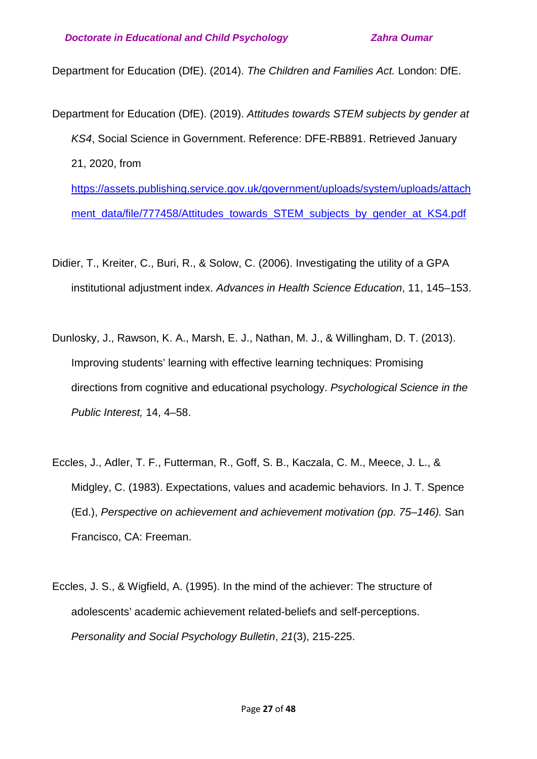Department for Education (DfE). (2014). *The Children and Families Act.* London: DfE.

Department for Education (DfE). (2019). *Attitudes towards STEM subjects by gender at KS4*, Social Science in Government. Reference: DFE-RB891. Retrieved January 21, 2020, from https://assets.publishing.service.gov.uk/government/uploads/system/uploads/attachment_data/file/777458/Attitudes_towards_STEM_subjects_by_gender_at_KS4.pdf

Didier, T., Kreiter, C., Buri, R., & Solow, C. (2006). Investigating the utility of a GPA institutional adjustment index. *Advances in Health Science Education*, 11, 145–153.

Dunlosky, J., Rawson, K. A., Marsh, E. J., Nathan, M. J., & Willingham, D. T. (2013). Improving students' learning with effective learning techniques: Promising directions from cognitive and educational psychology. *Psychological Science in the Public Interest,* 14, 4–58.

Eccles, J., Adler, T. F., Futterman, R., Goff, S. B., Kaczala, C. M., Meece, J. L., & Midgley, C. (1983). Expectations, values and academic behaviors. In J. T. Spence (Ed.), *Perspective on achievement and achievement motivation (pp. 75–146).* San Francisco, CA: Freeman.

Eccles, J. S., & Wigfield, A. (1995). In the mind of the achiever: The structure of adolescents' academic achievement related-beliefs and self-perceptions. *Personality and Social Psychology Bulletin*, *21*(3), 215-225.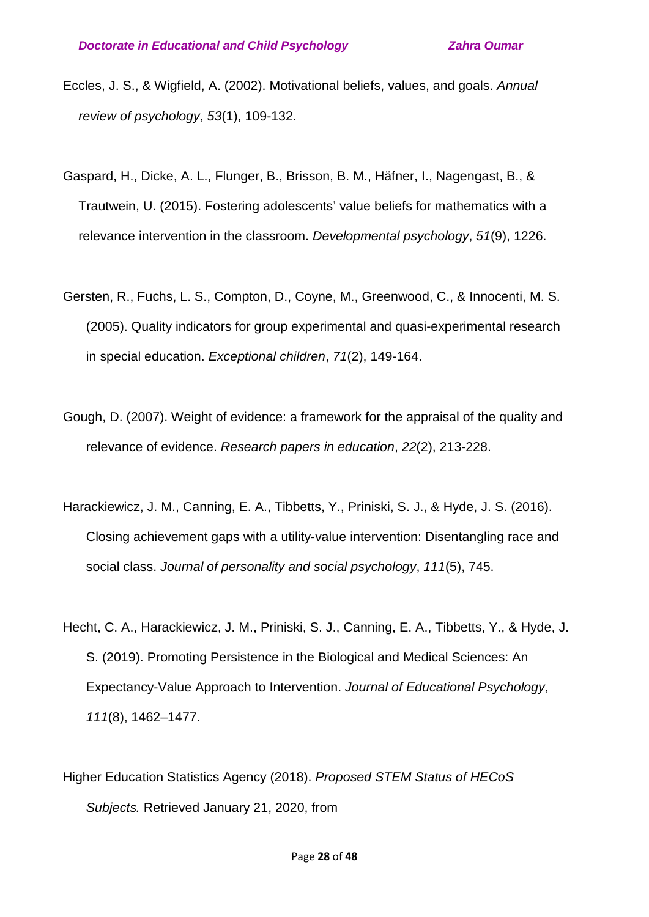Eccles, J. S., & Wigfield, A. (2002). Motivational beliefs, values, and goals. *Annual review of psychology*, *53*(1), 109-132.

Gaspard, H., Dicke, A. L., Flunger, B., Brisson, B. M., Häfner, I., Nagengast, B., & Trautwein, U. (2015). Fostering adolescents' value beliefs for mathematics with a relevance intervention in the classroom. *Developmental psychology*, *51*(9), 1226.

Gersten, R., Fuchs, L. S., Compton, D., Coyne, M., Greenwood, C., & Innocenti, M. S. (2005). Quality indicators for group experimental and quasi-experimental research in special education. *Exceptional children*, *71*(2), 149-164.

Gough, D. (2007). Weight of evidence: a framework for the appraisal of the quality and relevance of evidence. *Research papers in education*, *22*(2), 213-228.

Harackiewicz, J. M., Canning, E. A., Tibbetts, Y., Priniski, S. J., & Hyde, J. S. (2016). Closing achievement gaps with a utility-value intervention: Disentangling race and social class. *Journal of personality and social psychology*, *111*(5), 745.

Hecht, C. A., Harackiewicz, J. M., Priniski, S. J., Canning, E. A., Tibbetts, Y., & Hyde, J. S. (2019). Promoting Persistence in the Biological and Medical Sciences: An Expectancy-Value Approach to Intervention. *Journal of Educational Psychology*, *111*(8), 1462–1477.

Higher Education Statistics Agency (2018). *Proposed STEM Status of HECoS Subjects.* Retrieved January 21, 2020, from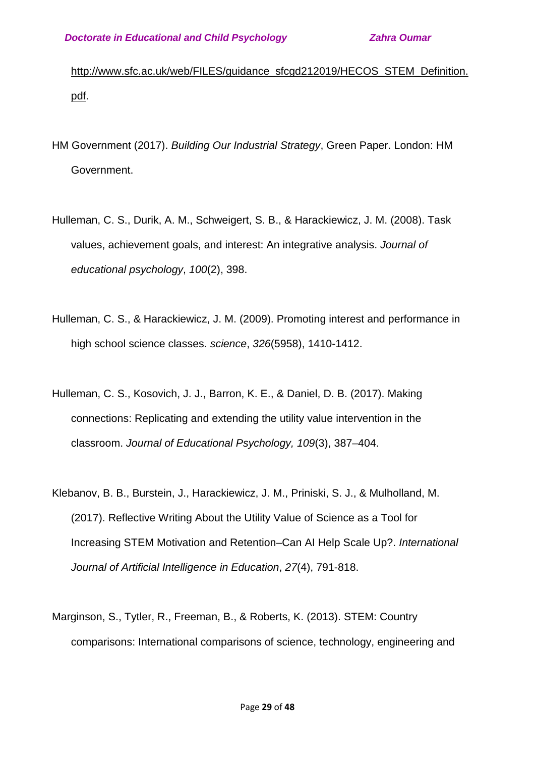http://www.sfc.ac.uk/web/FILES/guidance_sfcgd212019/HECOS_STEM_Definition.pdf.

HM Government (2017). *Building Our Industrial Strategy*, Green Paper. London: HM Government.

Hulleman, C. S., Durik, A. M., Schweigert, S. B., & Harackiewicz, J. M. (2008). Task values, achievement goals, and interest: An integrative analysis. *Journal of educational psychology*, *100*(2), 398.

Hulleman, C. S., & Harackiewicz, J. M. (2009). Promoting interest and performance in high school science classes. *science*, *326*(5958), 1410-1412.

Hulleman, C. S., Kosovich, J. J., Barron, K. E., & Daniel, D. B. (2017). Making connections: Replicating and extending the utility value intervention in the classroom. *Journal of Educational Psychology, 109*(3), 387–404.

Klebanov, B. B., Burstein, J., Harackiewicz, J. M., Priniski, S. J., & Mulholland, M. (2017). Reflective Writing About the Utility Value of Science as a Tool for Increasing STEM Motivation and Retention–Can AI Help Scale Up?. *International Journal of Artificial Intelligence in Education*, *27*(4), 791-818.

Marginson, S., Tytler, R., Freeman, B., & Roberts, K. (2013). STEM: Country comparisons: International comparisons of science, technology, engineering and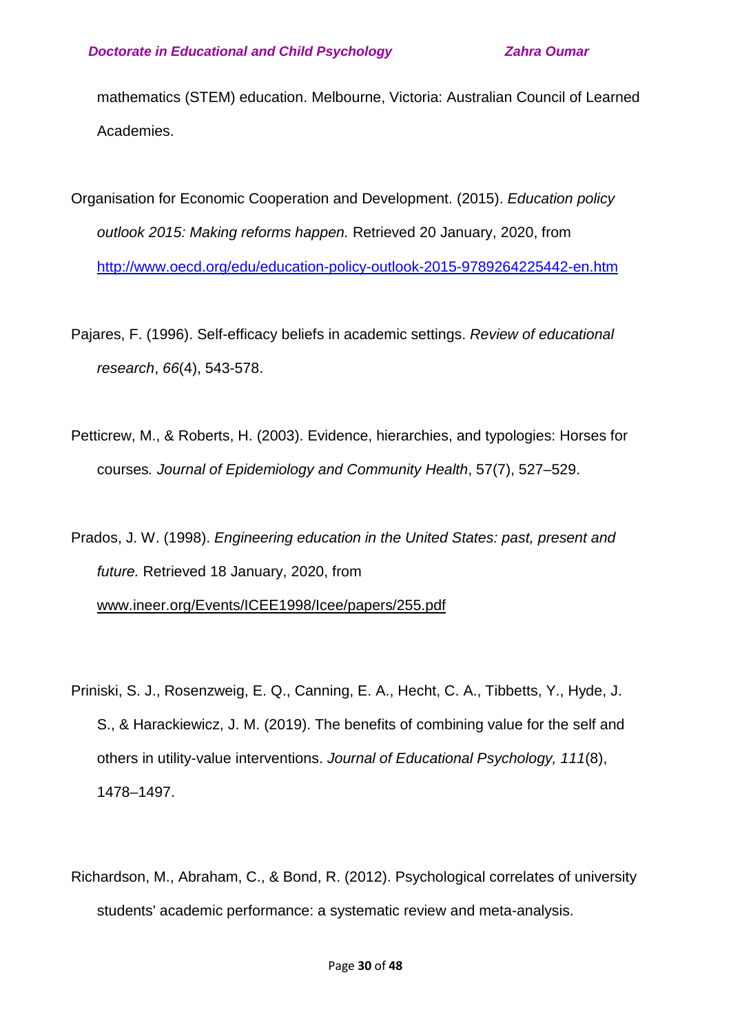mathematics (STEM) education. Melbourne, Victoria: Australian Council of Learned Academies.

Organisation for Economic Cooperation and Development. (2015). *Education policy outlook 2015: Making reforms happen.* Retrieved 20 January, 2020, from http://www.oecd.org/edu/education-policy-outlook-2015-9789264225442-en.htm

Pajares, F. (1996). Self-efficacy beliefs in academic settings. *Review of educational research*, *66*(4), 543-578.

Petticrew, M., & Roberts, H. (2003). Evidence, hierarchies, and typologies: Horses for courses*. Journal of Epidemiology and Community Health*, 57(7), 527–529.

Prados, J. W. (1998). *Engineering education in the United States: past, present and future.* Retrieved 18 January, 2020, from www.ineer.org/Events/ICEE1998/Icee/papers/255.pdf

Priniski, S. J., Rosenzweig, E. Q., Canning, E. A., Hecht, C. A., Tibbetts, Y., Hyde, J. S., & Harackiewicz, J. M. (2019). The benefits of combining value for the self and others in utility-value interventions. *Journal of Educational Psychology, 111*(8), 1478–1497.

Richardson, M., Abraham, C., & Bond, R. (2012). Psychological correlates of university students' academic performance: a systematic review and meta-analysis.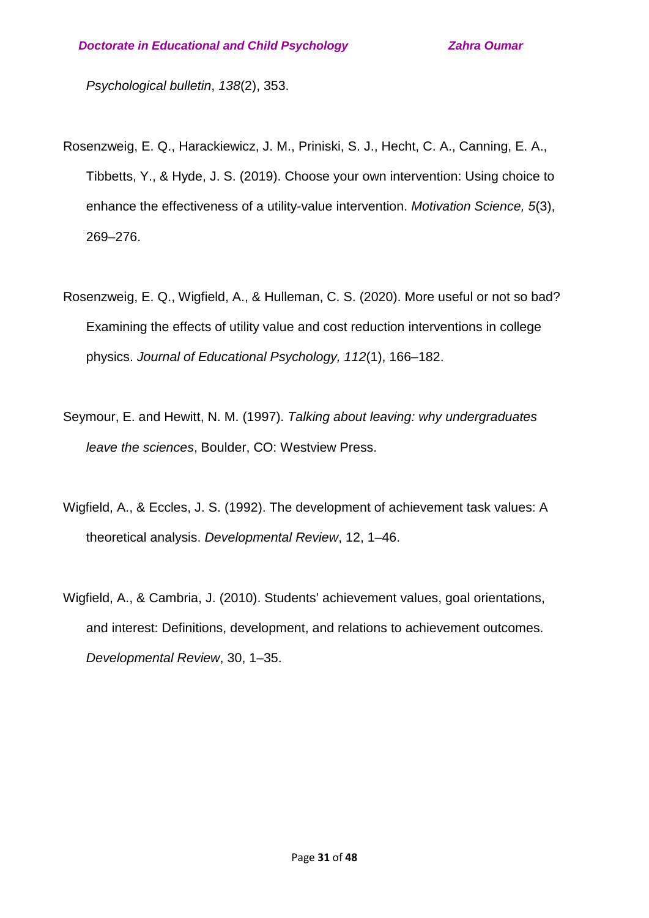*Psychological bulletin*, *138*(2), 353.

Rosenzweig, E. Q., Harackiewicz, J. M., Priniski, S. J., Hecht, C. A., Canning, E. A., Tibbetts, Y., & Hyde, J. S. (2019). Choose your own intervention: Using choice to enhance the effectiveness of a utility-value intervention. *Motivation Science, 5*(3), 269–276.

Rosenzweig, E. Q., Wigfield, A., & Hulleman, C. S. (2020). More useful or not so bad? Examining the effects of utility value and cost reduction interventions in college physics. *Journal of Educational Psychology, 112*(1), 166–182.

Seymour, E. and Hewitt, N. M. (1997). *Talking about leaving: why undergraduates leave the sciences*, Boulder, CO: Westview Press.

Wigfield, A., & Eccles, J. S. (1992). The development of achievement task values: A theoretical analysis. *Developmental Review*, 12, 1–46.

Wigfield, A., & Cambria, J. (2010). Students' achievement values, goal orientations, and interest: Definitions, development, and relations to achievement outcomes. *Developmental Review*, 30, 1–35.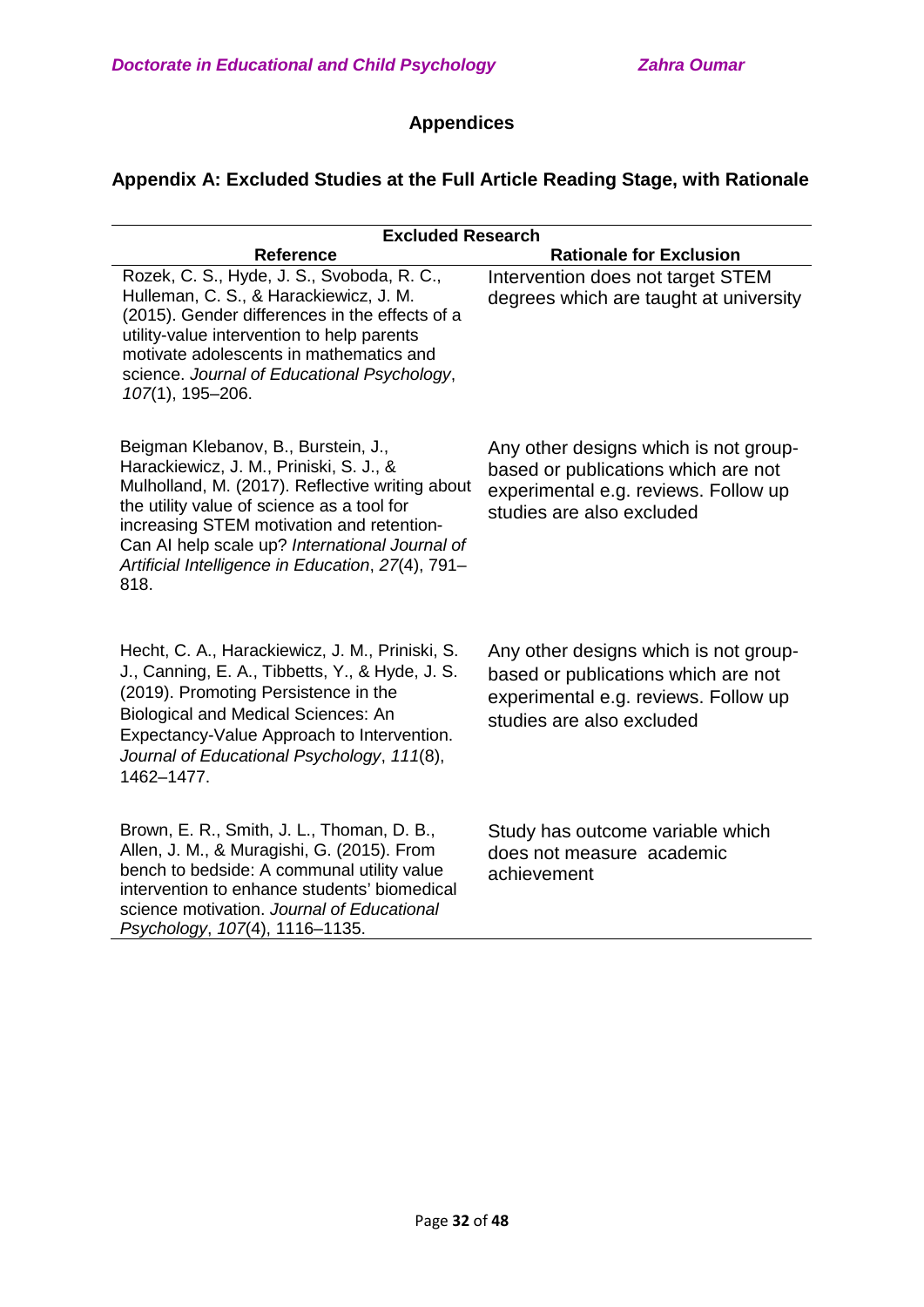# Appendices

## Appendix A: Excluded Studies at the Full Article Reading Stage, with Rationale

| Excluded Research | |
|---|---|
| **Reference** | **Rationale for Exclusion** |
| Rozek, C. S., Hyde, J. S., Svoboda, R. C., Hulleman, C. S., & Harackiewicz, J. M. (2015). Gender differences in the effects of a utility-value intervention to help parents motivate adolescents in mathematics and science. *Journal of Educational Psychology*, *107*(1), 195–206. | Intervention does not target STEM degrees which are taught at university |
| Beigman Klebanov, B., Burstein, J., Harackiewicz, J. M., Priniski, S. J., & Mulholland, M. (2017). Reflective writing about the utility value of science as a tool for increasing STEM motivation and retention- Can AI help scale up? *International Journal of Artificial Intelligence in Education*, *27*(4), 791–818. | Any other designs which is not group-based or publications which are not experimental e.g. reviews. Follow up studies are also excluded |
| Hecht, C. A., Harackiewicz, J. M., Priniski, S. J., Canning, E. A., Tibbetts, Y., & Hyde, J. S. (2019). Promoting Persistence in the Biological and Medical Sciences: An Expectancy-Value Approach to Intervention. *Journal of Educational Psychology*, *111*(8), 1462–1477. | Any other designs which is not group-based or publications which are not experimental e.g. reviews. Follow up studies are also excluded |
| Brown, E. R., Smith, J. L., Thoman, D. B., Allen, J. M., & Muragishi, G. (2015). From bench to bedside: A communal utility value intervention to enhance students' biomedical science motivation. *Journal of Educational Psychology*, *107*(4), 1116–1135. | Study has outcome variable which does not measure academic achievement |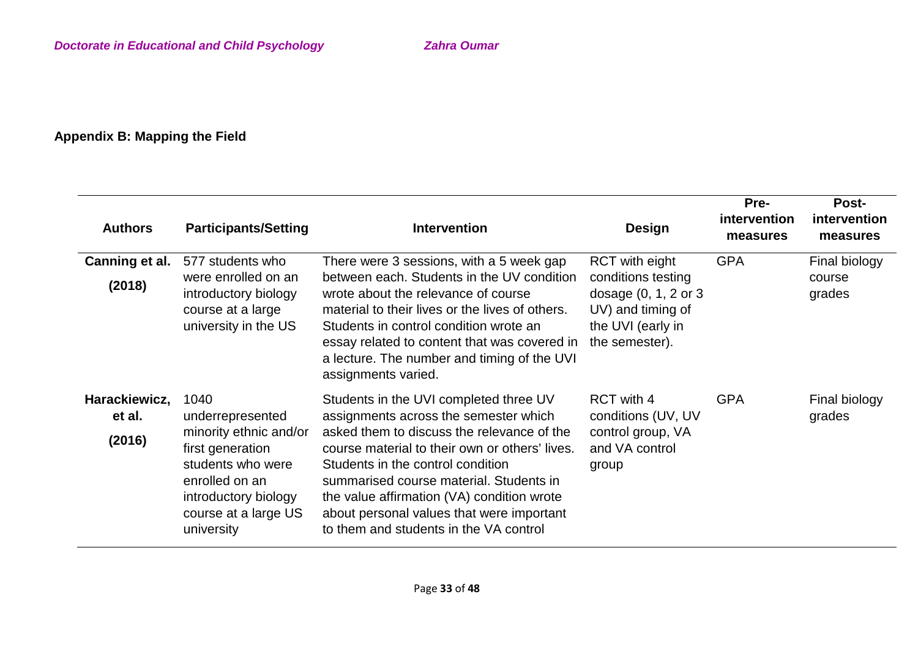**Appendix B: Mapping the Field**

| Authors | Participants/Setting | Intervention | Design | Pre-intervention measures | Post-intervention measures |
| --- | --- | --- | --- | --- | --- |
| **Canning et al. (2018)** | 577 students who were enrolled on an introductory biology course at a large university in the US | There were 3 sessions, with a 5 week gap between each. Students in the UV condition wrote about the relevance of course material to their lives or the lives of others. Students in control condition wrote an essay related to content that was covered in a lecture. The number and timing of the UVI assignments varied. | RCT with eight conditions testing dosage (0, 1, 2 or 3 UV) and timing of the UVI (early in the semester). | GPA | Final biology course grades |
| **Harackiewicz, et al. (2016)** | 1040 underrepresented minority ethnic and/or first generation students who were enrolled on an introductory biology course at a large US university | Students in the UVI completed three UV assignments across the semester which asked them to discuss the relevance of the course material to their own or others' lives. Students in the control condition summarised course material. Students in the value affirmation (VA) condition wrote about personal values that were important to them and students in the VA control | RCT with 4 conditions (UV, UV control group, VA and VA control group | GPA | Final biology grades |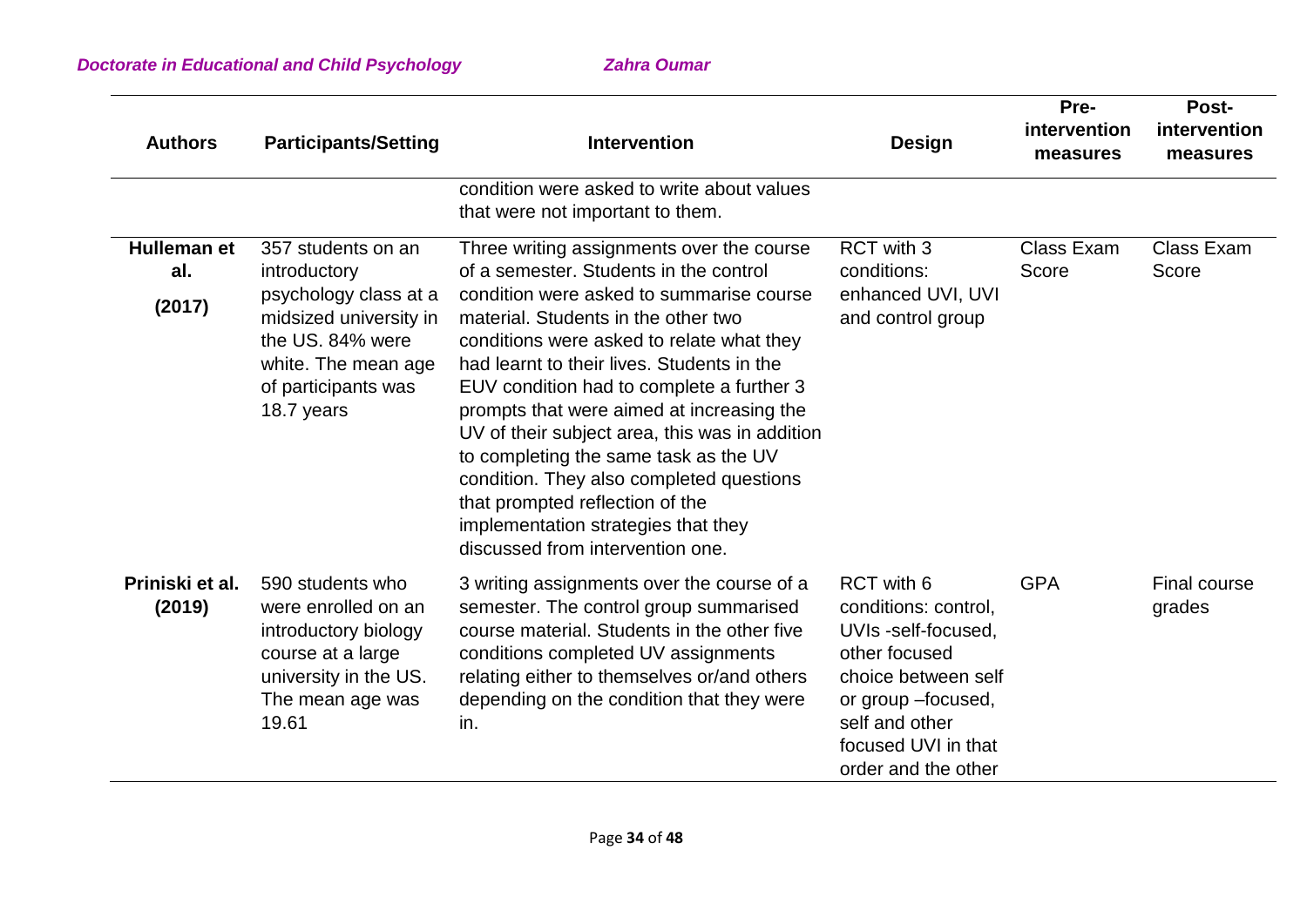| Authors | Participants/Setting | Intervention | Design | Pre-intervention measures | Post-intervention measures |
| --- | --- | --- | --- | --- | --- |
| | | condition were asked to write about values that were not important to them. | | | |
| **Hulleman et al. (2017)** | 357 students on an introductory psychology class at a midsized university in the US. 84% were white. The mean age of participants was 18.7 years | Three writing assignments over the course of a semester. Students in the control condition were asked to summarise course material. Students in the other two conditions were asked to relate what they had learnt to their lives. Students in the EUV condition had to complete a further 3 prompts that were aimed at increasing the UV of their subject area, this was in addition to completing the same task as the UV condition. They also completed questions that prompted reflection of the implementation strategies that they discussed from intervention one. | RCT with 3 conditions: enhanced UVI, UVI and control group | Class Exam Score | Class Exam Score |
| **Priniski et al. (2019)** | 590 students who were enrolled on an introductory biology course at a large university in the US. The mean age was 19.61 | 3 writing assignments over the course of a semester. The control group summarised course material. Students in the other five conditions completed UV assignments relating either to themselves or/and others depending on the condition that they were in. | RCT with 6 conditions: control, UVIs -self-focused, other focused choice between self or group –focused, self and other focused UVI in that order and the other | GPA | Final course grades |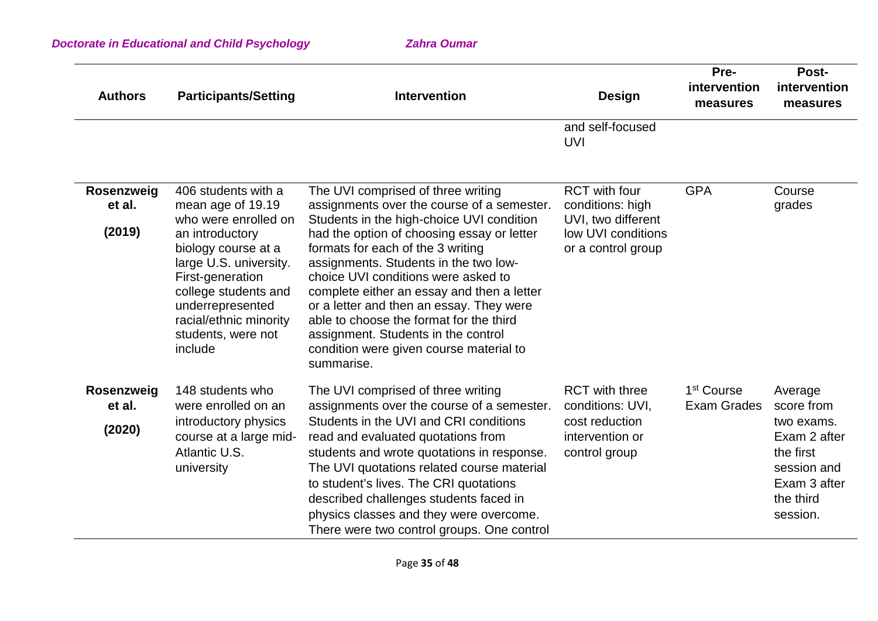| Authors | Participants/Setting | Intervention | Design | Pre-intervention measures | Post-intervention measures |
|---|---|---|---|---|---|
| | | | and self-focused UVI | | |
| **Rosenzweig et al. (2019)** | 406 students with a mean age of 19.19 who were enrolled on an introductory biology course at a large U.S. university. First-generation college students and underrepresented racial/ethnic minority students, were not include | The UVI comprised of three writing assignments over the course of a semester. Students in the high-choice UVI condition had the option of choosing essay or letter formats for each of the 3 writing assignments. Students in the two low-choice UVI conditions were asked to complete either an essay and then a letter or a letter and then an essay. They were able to choose the format for the third assignment. Students in the control condition were given course material to summarise. | RCT with four conditions: high UVI, two different low UVI conditions or a control group | GPA | Course grades |
| **Rosenzweig et al. (2020)** | 148 students who were enrolled on an introductory physics course at a large mid-Atlantic U.S. university | The UVI comprised of three writing assignments over the course of a semester. Students in the UVI and CRI conditions read and evaluated quotations from students and wrote quotations in response. The UVI quotations related course material to student's lives. The CRI quotations described challenges students faced in physics classes and they were overcome. There were two control groups. One control | RCT with three conditions: UVI, cost reduction intervention or control group | 1st Course Exam Grades | Average score from two exams. Exam 2 after the first session and Exam 3 after the third session. |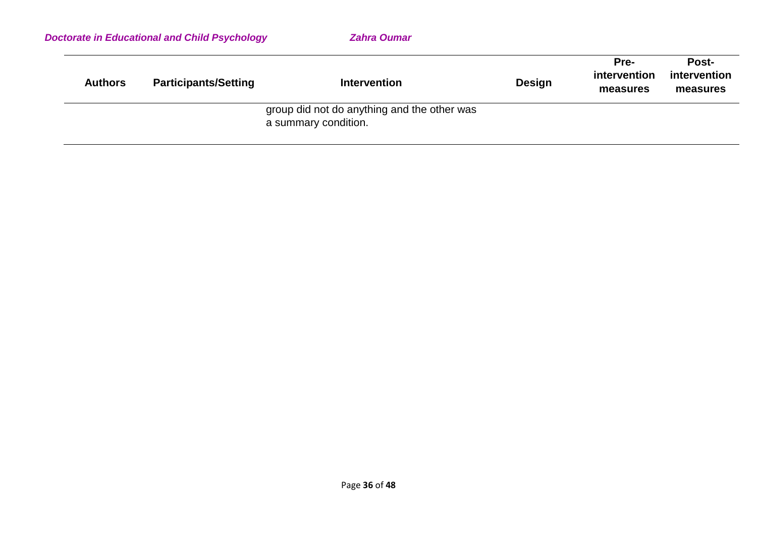| Authors | Participants/Setting | Intervention | Design | Pre-intervention measures | Post-intervention measures |
|---|---|---|---|---|---|
| | | group did not do anything and the other was a summary condition. | | | |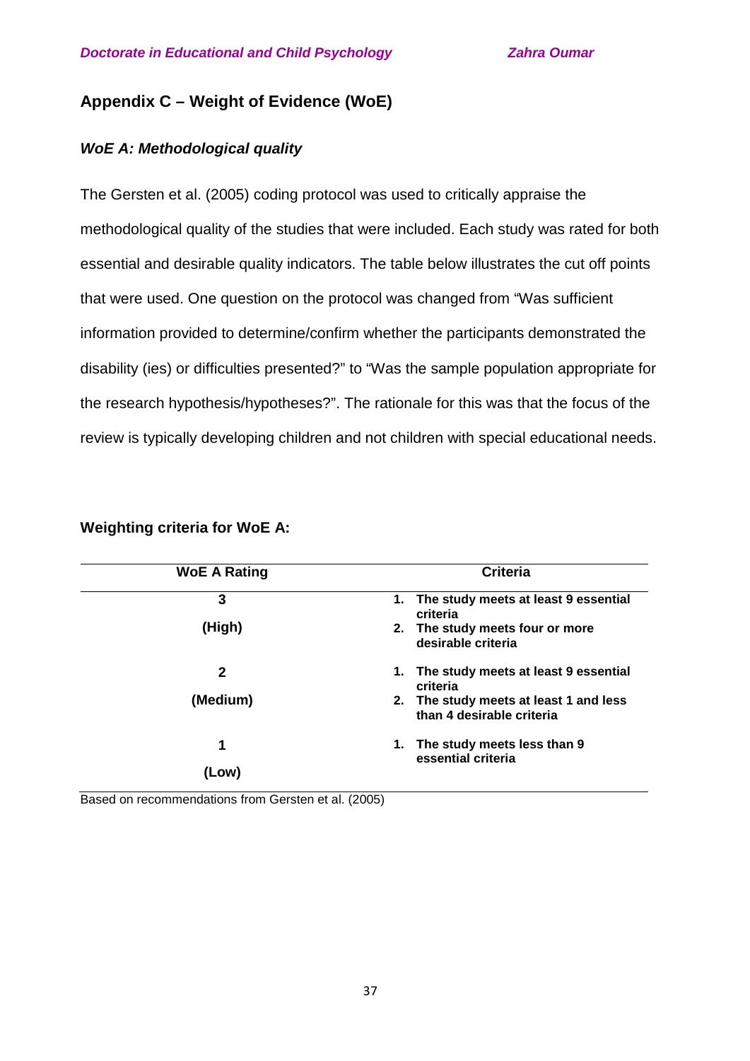## Appendix C – Weight of Evidence (WoE)

### *WoE A: Methodological quality*

The Gersten et al. (2005) coding protocol was used to critically appraise the methodological quality of the studies that were included. Each study was rated for both essential and desirable quality indicators. The table below illustrates the cut off points that were used. One question on the protocol was changed from "Was sufficient information provided to determine/confirm whether the participants demonstrated the disability (ies) or difficulties presented?" to "Was the sample population appropriate for the research hypothesis/hypotheses?". The rationale for this was that the focus of the review is typically developing children and not children with special educational needs.

**Weighting criteria for WoE A:**

| WoE A Rating | Criteria |
|---|---|
| **3 (High)** | **1. The study meets at least 9 essential criteria**<br>**2. The study meets four or more desirable criteria** |
| **2 (Medium)** | **1. The study meets at least 9 essential criteria**<br>**2. The study meets at least 1 and less than 4 desirable criteria** |
| **1 (Low)** | **1. The study meets less than 9 essential criteria** |

Based on recommendations from Gersten et al. (2005)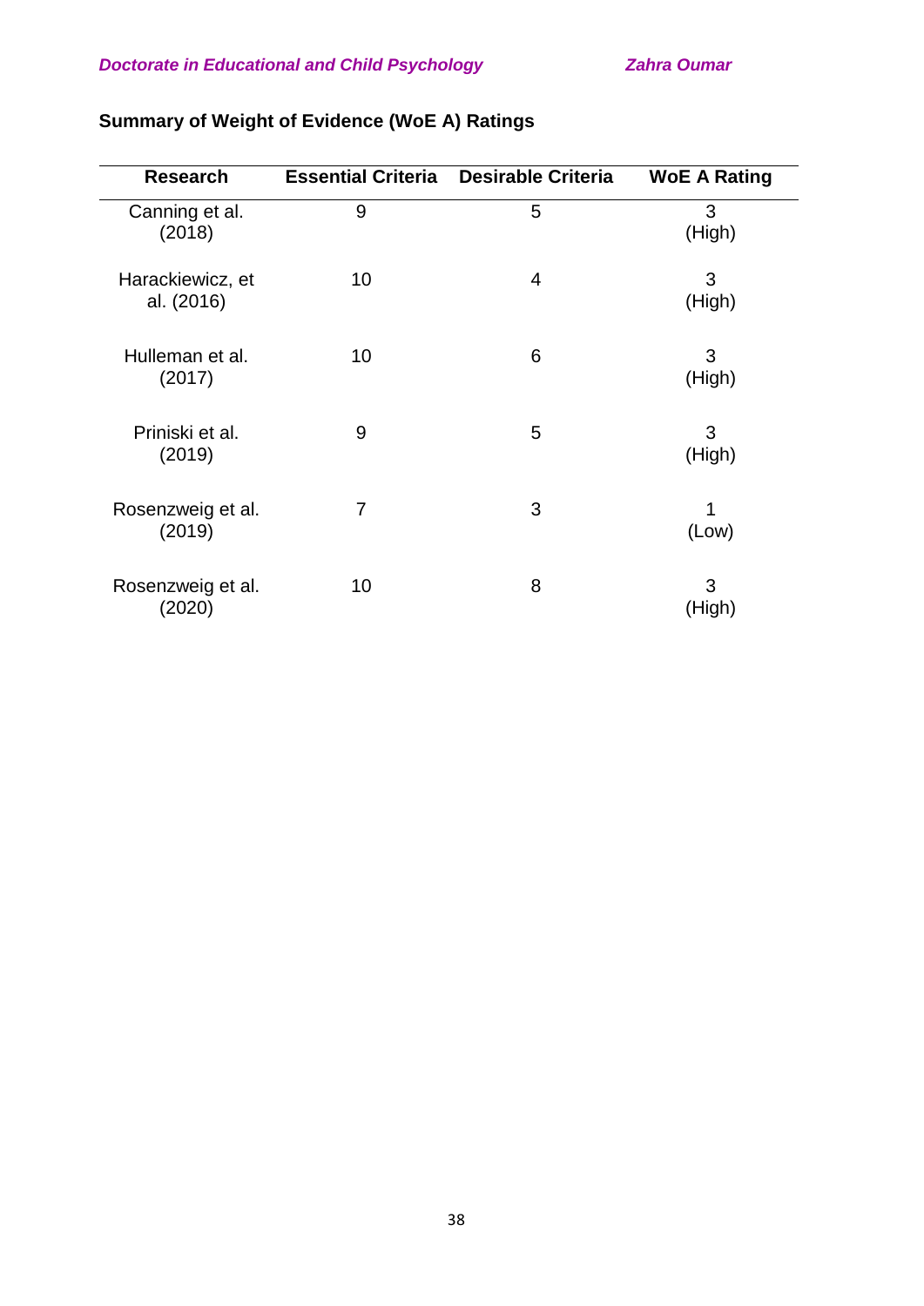**Summary of Weight of Evidence (WoE A) Ratings**

| Research | Essential Criteria | Desirable Criteria | WoE A Rating |
|---|---|---|---|
| Canning et al. (2018) | 9 | 5 | 3 (High) |
| Harackiewicz, et al. (2016) | 10 | 4 | 3 (High) |
| Hulleman et al. (2017) | 10 | 6 | 3 (High) |
| Priniski et al. (2019) | 9 | 5 | 3 (High) |
| Rosenzweig et al. (2019) | 7 | 3 | 1 (Low) |
| Rosenzweig et al. (2020) | 10 | 8 | 3 (High) |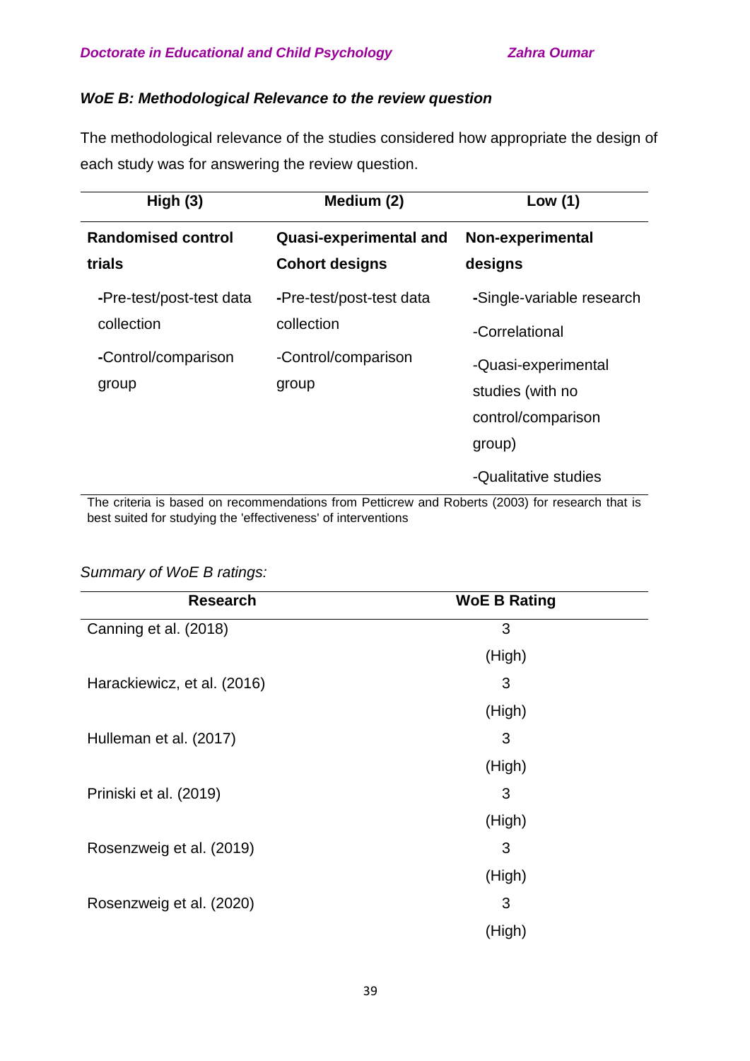### *WoE B: Methodological Relevance to the review question*

The methodological relevance of the studies considered how appropriate the design of each study was for answering the review question.

| High (3) | Medium (2) | Low (1) |
|---|---|---|
| **Randomised control trials** | **Quasi-experimental and Cohort designs** | **Non-experimental designs** |
| -Pre-test/post-test data collection<br>-Control/comparison group | -Pre-test/post-test data collection<br>-Control/comparison group | -Single-variable research<br>-Correlational<br>-Quasi-experimental studies (with no control/comparison group)<br>-Qualitative studies |

The criteria is based on recommendations from Petticrew and Roberts (2003) for research that is best suited for studying the 'effectiveness' of interventions

*Summary of WoE B ratings:*

| Research | WoE B Rating |
|---|---|
| Canning et al. (2018) | 3 (High) |
| Harackiewicz, et al. (2016) | 3 (High) |
| Hulleman et al. (2017) | 3 (High) |
| Priniski et al. (2019) | 3 (High) |
| Rosenzweig et al. (2019) | 3 (High) |
| Rosenzweig et al. (2020) | 3 (High) |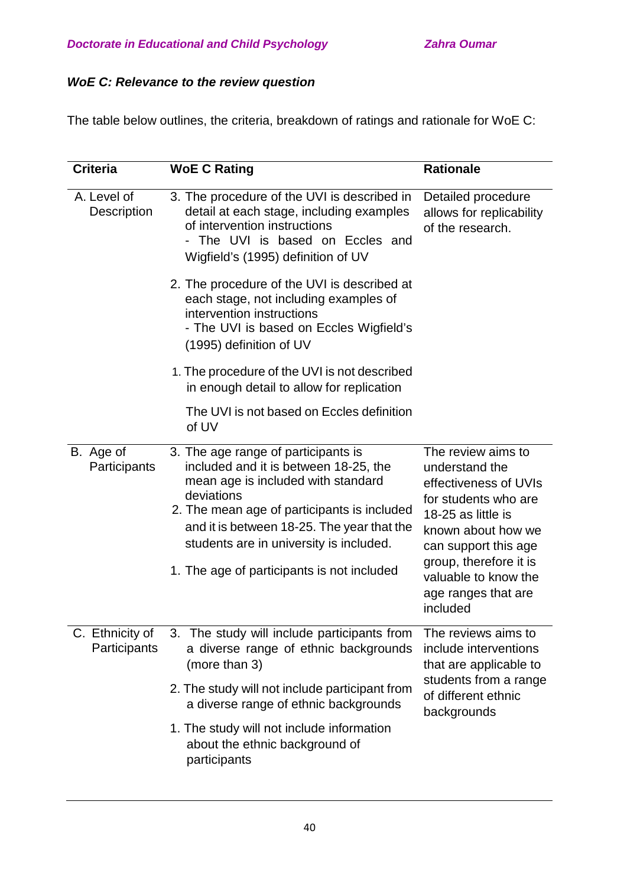### *WoE C: Relevance to the review question*

The table below outlines, the criteria, breakdown of ratings and rationale for WoE C:

| Criteria | WoE C Rating | Rationale |
|---|---|---|
| A. Level of Description | 3. The procedure of the UVI is described in detail at each stage, including examples of intervention instructions<br>- The UVI is based on Eccles and Wigfield's (1995) definition of UV<br><br>2. The procedure of the UVI is described at each stage, not including examples of intervention instructions<br>- The UVI is based on Eccles Wigfield's (1995) definition of UV<br><br>1. The procedure of the UVI is not described in enough detail to allow for replication<br><br>The UVI is not based on Eccles definition of UV | Detailed procedure allows for replicability of the research. |
| B. Age of Participants | 3. The age range of participants is included and it is between 18-25, the mean age is included with standard deviations<br>2. The mean age of participants is included and it is between 18-25. The year that the students are in university is included.<br><br>1. The age of participants is not included | The review aims to understand the effectiveness of UVIs for students who are 18-25 as little is known about how we can support this age group, therefore it is valuable to know the age ranges that are included |
| C. Ethnicity of Participants | 3. The study will include participants from a diverse range of ethnic backgrounds (more than 3)<br><br>2. The study will not include participant from a diverse range of ethnic backgrounds<br><br>1. The study will not include information about the ethnic background of participants | The reviews aims to include interventions that are applicable to students from a range of different ethnic backgrounds |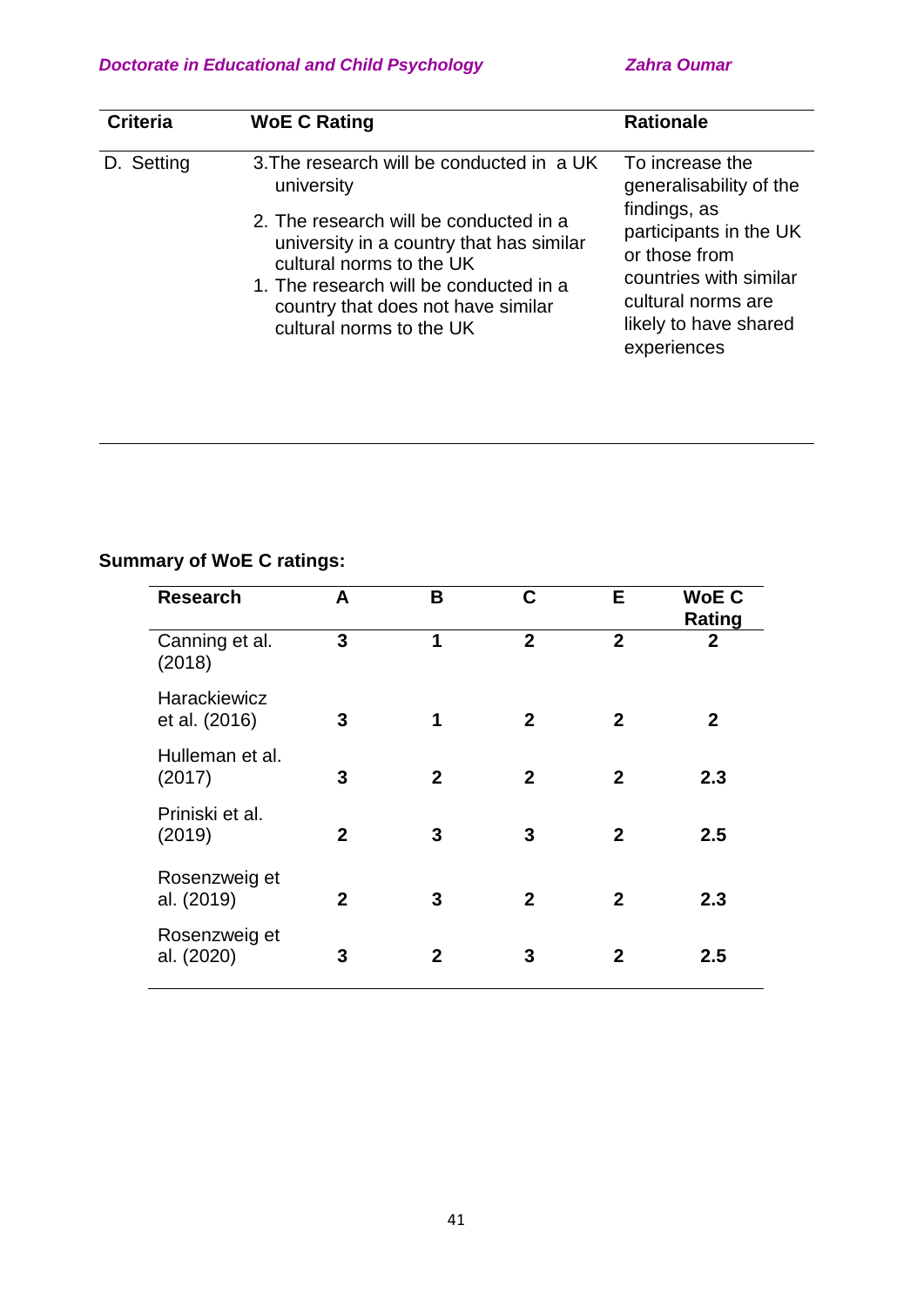| Criteria | WoE C Rating | Rationale |
|---|---|---|
| D. Setting | 3. The research will be conducted in a UK university<br>2. The research will be conducted in a university in a country that has similar cultural norms to the UK<br>1. The research will be conducted in a country that does not have similar cultural norms to the UK | To increase the generalisability of the findings, as participants in the UK or those from countries with similar cultural norms are likely to have shared experiences |

**Summary of WoE C ratings:**

| Research | A | B | C | E | WoE C Rating |
|---|---|---|---|---|---|
| Canning et al. (2018) | **3** | **1** | **2** | **2** | **2** |
| Harackiewicz et al. (2016) | **3** | **1** | **2** | **2** | **2** |
| Hulleman et al. (2017) | **3** | **2** | **2** | **2** | **2.3** |
| Priniski et al. (2019) | **2** | **3** | **3** | **2** | **2.5** |
| Rosenzweig et al. (2019) | **2** | **3** | **2** | **2** | **2.3** |
| Rosenzweig et al. (2020) | **3** | **2** | **3** | **2** | **2.5** |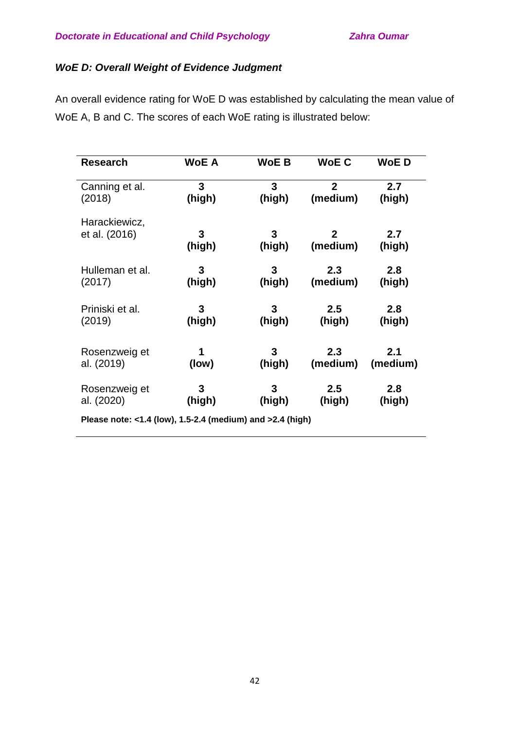### *WoE D: Overall Weight of Evidence Judgment*

An overall evidence rating for WoE D was established by calculating the mean value of WoE A, B and C. The scores of each WoE rating is illustrated below:

| Research | WoE A | WoE B | WoE C | WoE D |
|---|---|---|---|---|
| Canning et al. (2018) | **3 (high)** | **3 (high)** | **2 (medium)** | **2.7 (high)** |
| Harackiewicz, et al. (2016) | **3 (high)** | **3 (high)** | **2 (medium)** | **2.7 (high)** |
| Hulleman et al. (2017) | **3 (high)** | **3 (high)** | **2.3 (medium)** | **2.8 (high)** |
| Priniski et al. (2019) | **3 (high)** | **3 (high)** | **2.5 (high)** | **2.8 (high)** |
| Rosenzweig et al. (2019) | **1 (low)** | **3 (high)** | **2.3 (medium)** | **2.1 (medium)** |
| Rosenzweig et al. (2020) | **3 (high)** | **3 (high)** | **2.5 (high)** | **2.8 (high)** |

**Please note: <1.4 (low), 1.5-2.4 (medium) and >2.4 (high)**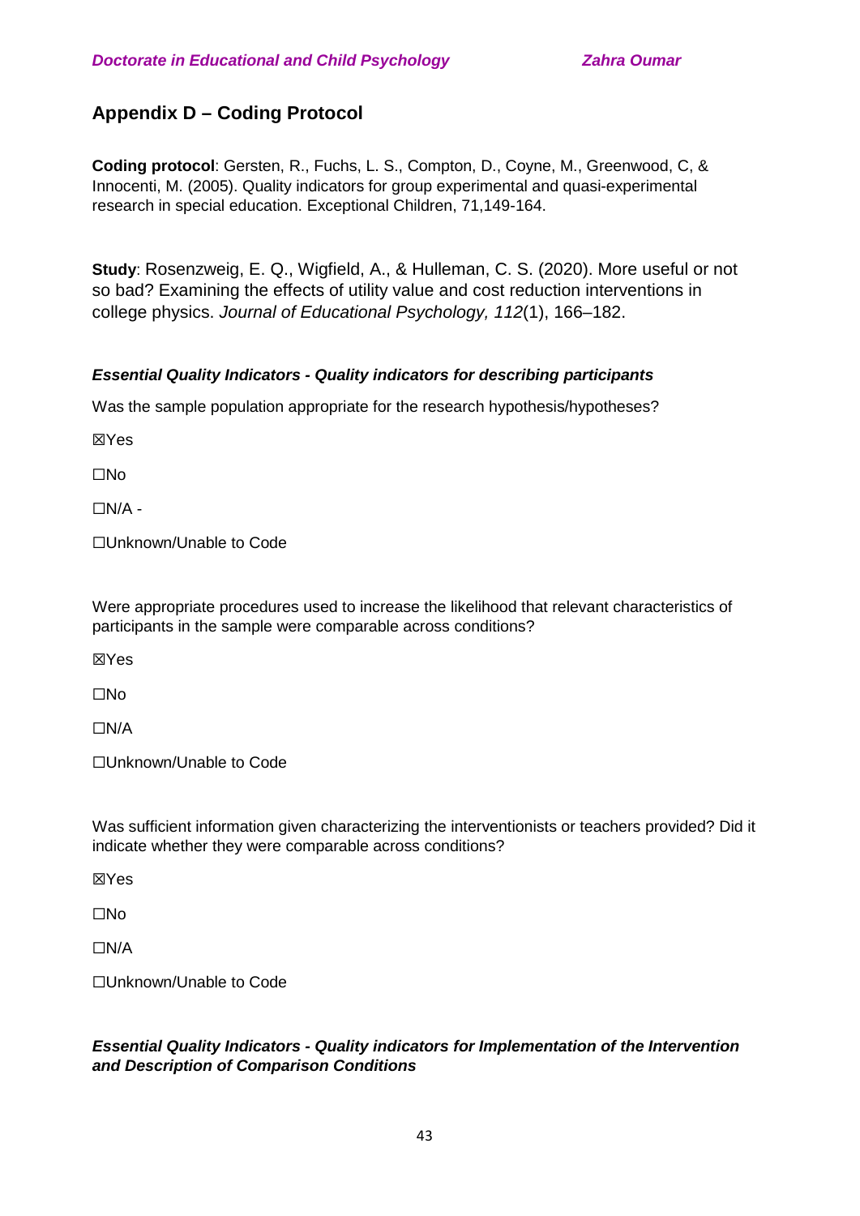## Appendix D – Coding Protocol

**Coding protocol**: Gersten, R., Fuchs, L. S., Compton, D., Coyne, M., Greenwood, C, & Innocenti, M. (2005). Quality indicators for group experimental and quasi-experimental research in special education. Exceptional Children, 71,149-164.

**Study**: Rosenzweig, E. Q., Wigfield, A., & Hulleman, C. S. (2020). More useful or not so bad? Examining the effects of utility value and cost reduction interventions in college physics. *Journal of Educational Psychology, 112*(1), 166–182.

***Essential Quality Indicators - Quality indicators for describing participants***

Was the sample population appropriate for the research hypothesis/hypotheses?

☒Yes

☐No

☐N/A -

☐Unknown/Unable to Code

Were appropriate procedures used to increase the likelihood that relevant characteristics of participants in the sample were comparable across conditions?

☒Yes

☐No

☐N/A

☐Unknown/Unable to Code

Was sufficient information given characterizing the interventionists or teachers provided? Did it indicate whether they were comparable across conditions?

☒Yes

☐No

☐N/A

☐Unknown/Unable to Code

***Essential Quality Indicators - Quality indicators for Implementation of the Intervention and Description of Comparison Conditions***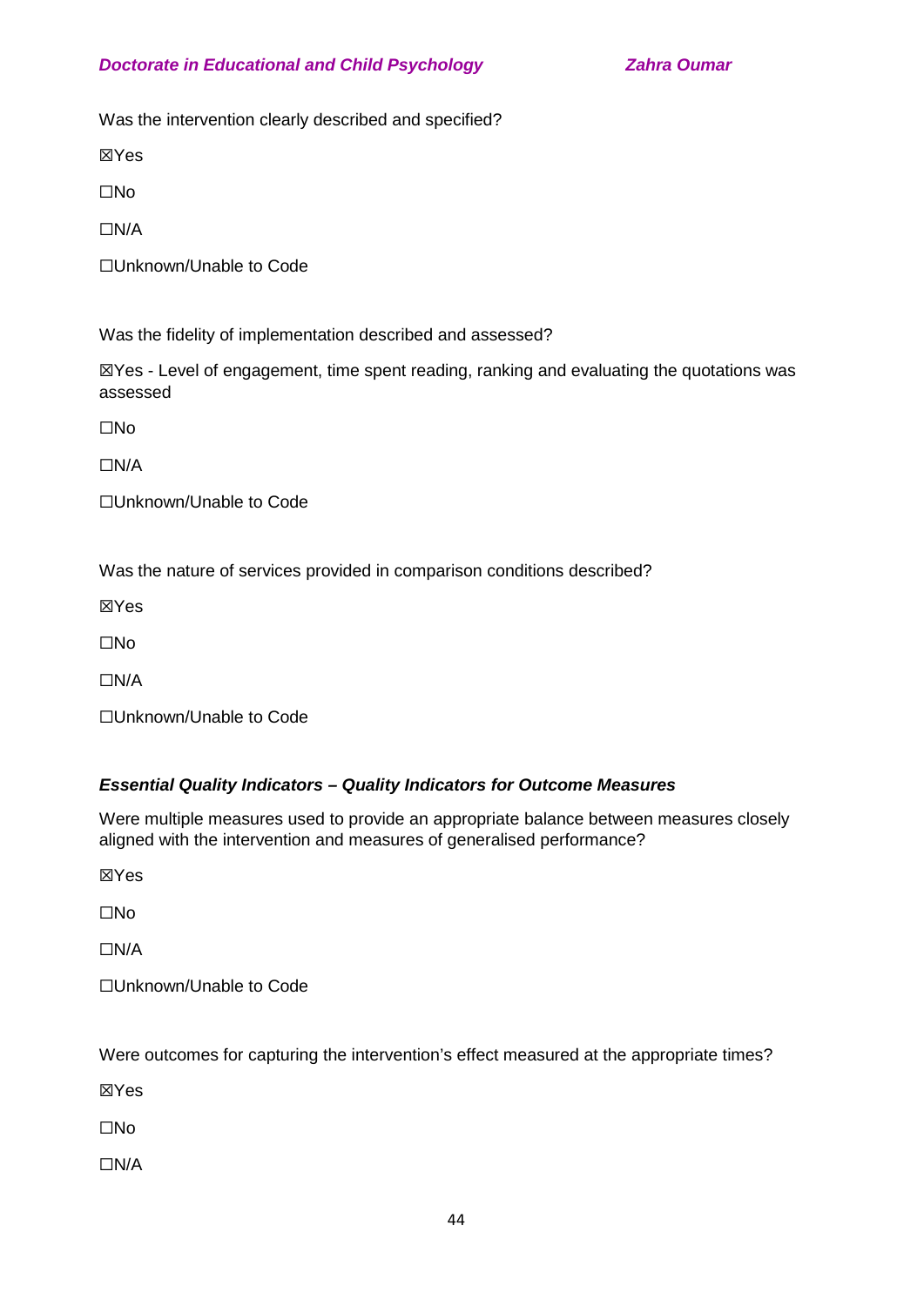Was the intervention clearly described and specified?

☒Yes

☐No

☐N/A

☐Unknown/Unable to Code

Was the fidelity of implementation described and assessed?

☒Yes - Level of engagement, time spent reading, ranking and evaluating the quotations was assessed

☐No

☐N/A

☐Unknown/Unable to Code

Was the nature of services provided in comparison conditions described?

☒Yes

☐No

☐N/A

☐Unknown/Unable to Code

***Essential Quality Indicators – Quality Indicators for Outcome Measures***

Were multiple measures used to provide an appropriate balance between measures closely aligned with the intervention and measures of generalised performance?

☒Yes

☐No

☐N/A

☐Unknown/Unable to Code

Were outcomes for capturing the intervention's effect measured at the appropriate times?

☒Yes

☐No

☐N/A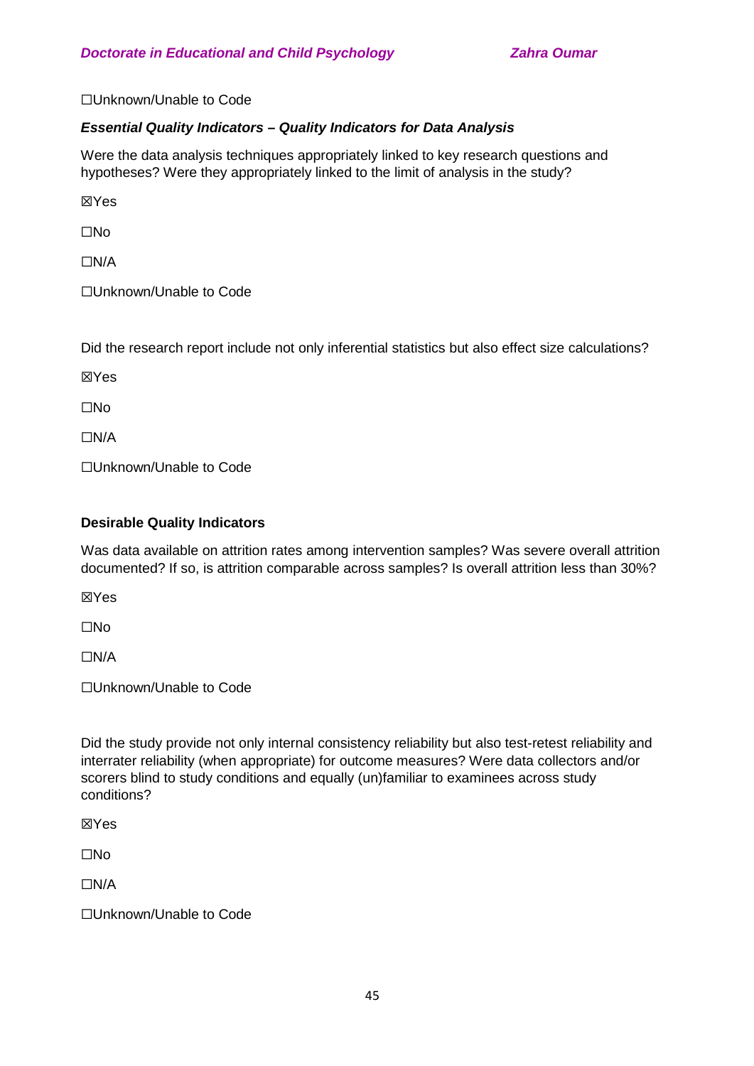☐Unknown/Unable to Code

***Essential Quality Indicators – Quality Indicators for Data Analysis***

Were the data analysis techniques appropriately linked to key research questions and hypotheses? Were they appropriately linked to the limit of analysis in the study?

☒Yes

☐No

☐N/A

☐Unknown/Unable to Code

Did the research report include not only inferential statistics but also effect size calculations?

☒Yes

☐No

☐N/A

☐Unknown/Unable to Code

**Desirable Quality Indicators**

Was data available on attrition rates among intervention samples? Was severe overall attrition documented? If so, is attrition comparable across samples? Is overall attrition less than 30%?

☒Yes

☐No

☐N/A

☐Unknown/Unable to Code

Did the study provide not only internal consistency reliability but also test-retest reliability and interrater reliability (when appropriate) for outcome measures? Were data collectors and/or scorers blind to study conditions and equally (un)familiar to examinees across study conditions?

☒Yes

☐No

☐N/A

☐Unknown/Unable to Code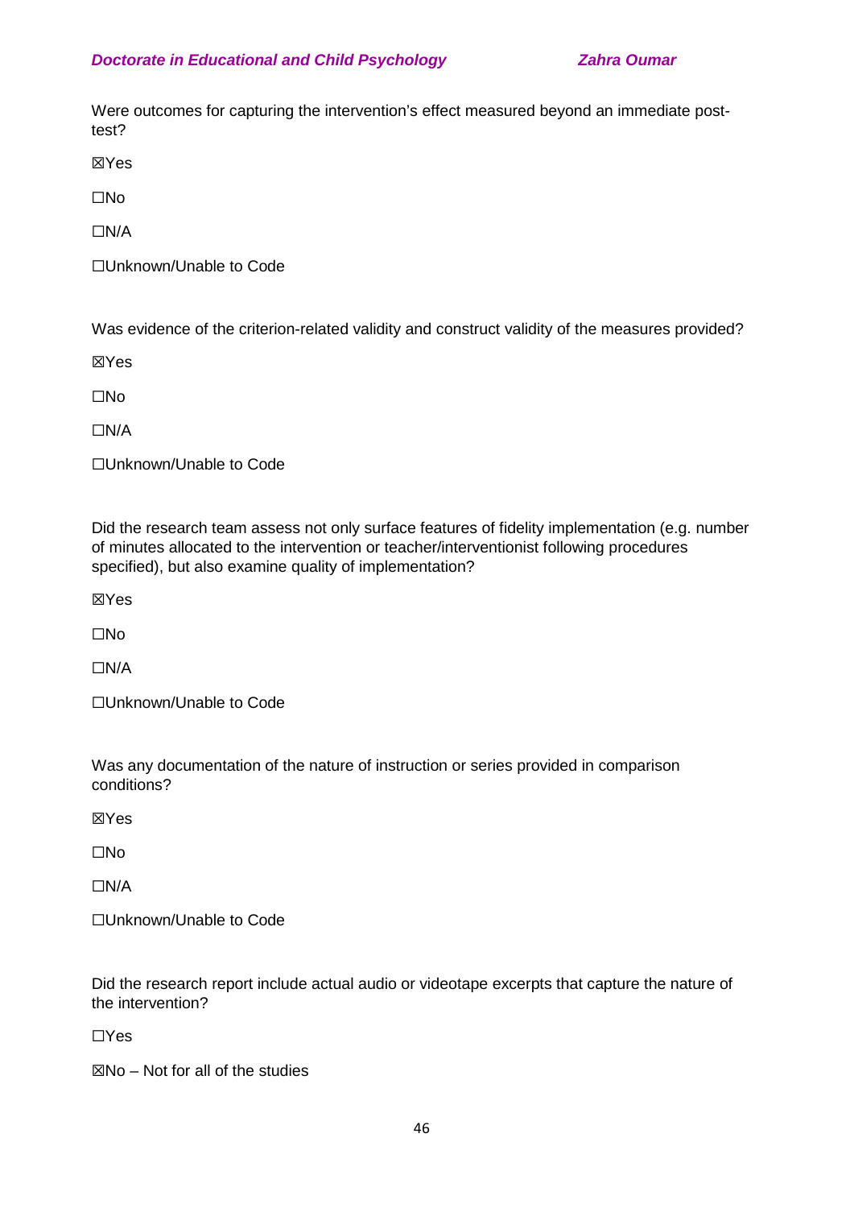Were outcomes for capturing the intervention's effect measured beyond an immediate post-test?

☒Yes

☐No

☐N/A

☐Unknown/Unable to Code

Was evidence of the criterion-related validity and construct validity of the measures provided?

☒Yes

☐No

☐N/A

☐Unknown/Unable to Code

Did the research team assess not only surface features of fidelity implementation (e.g. number of minutes allocated to the intervention or teacher/interventionist following procedures specified), but also examine quality of implementation?

☒Yes

☐No

☐N/A

☐Unknown/Unable to Code

Was any documentation of the nature of instruction or series provided in comparison conditions?

☒Yes

☐No

☐N/A

☐Unknown/Unable to Code

Did the research report include actual audio or videotape excerpts that capture the nature of the intervention?

☐Yes

☒No – Not for all of the studies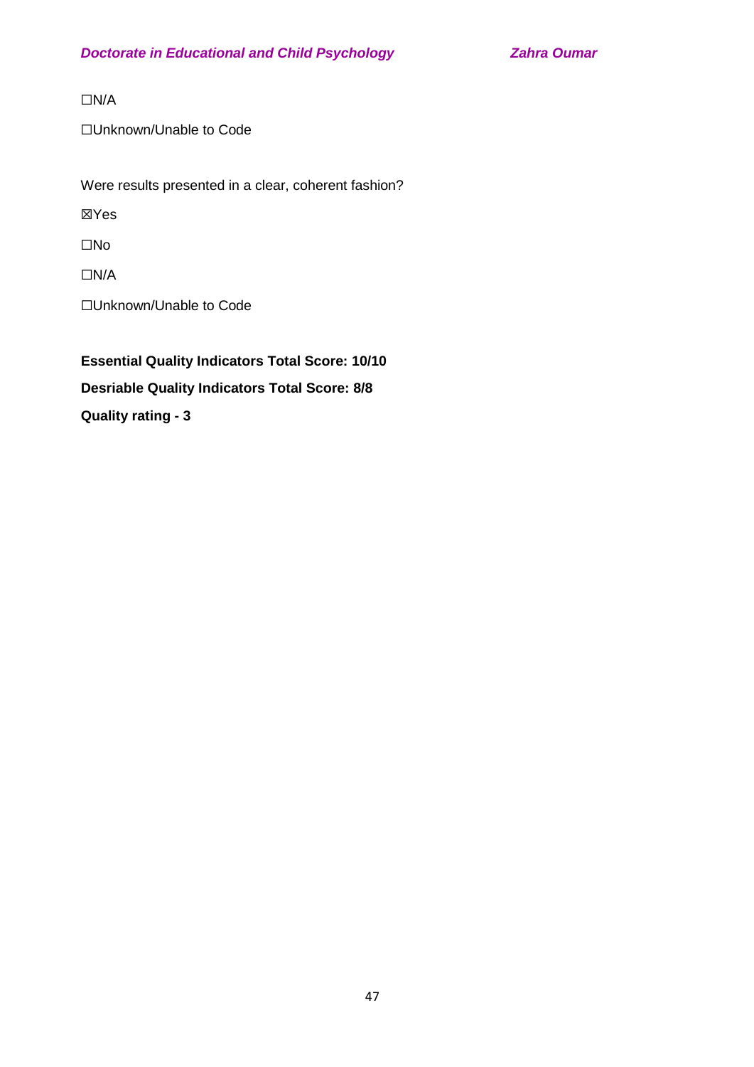☐N/A

☐Unknown/Unable to Code

Were results presented in a clear, coherent fashion?

☒Yes

☐No

☐N/A

☐Unknown/Unable to Code

**Essential Quality Indicators Total Score: 10/10**

**Desriable Quality Indicators Total Score: 8/8**

**Quality rating - 3**